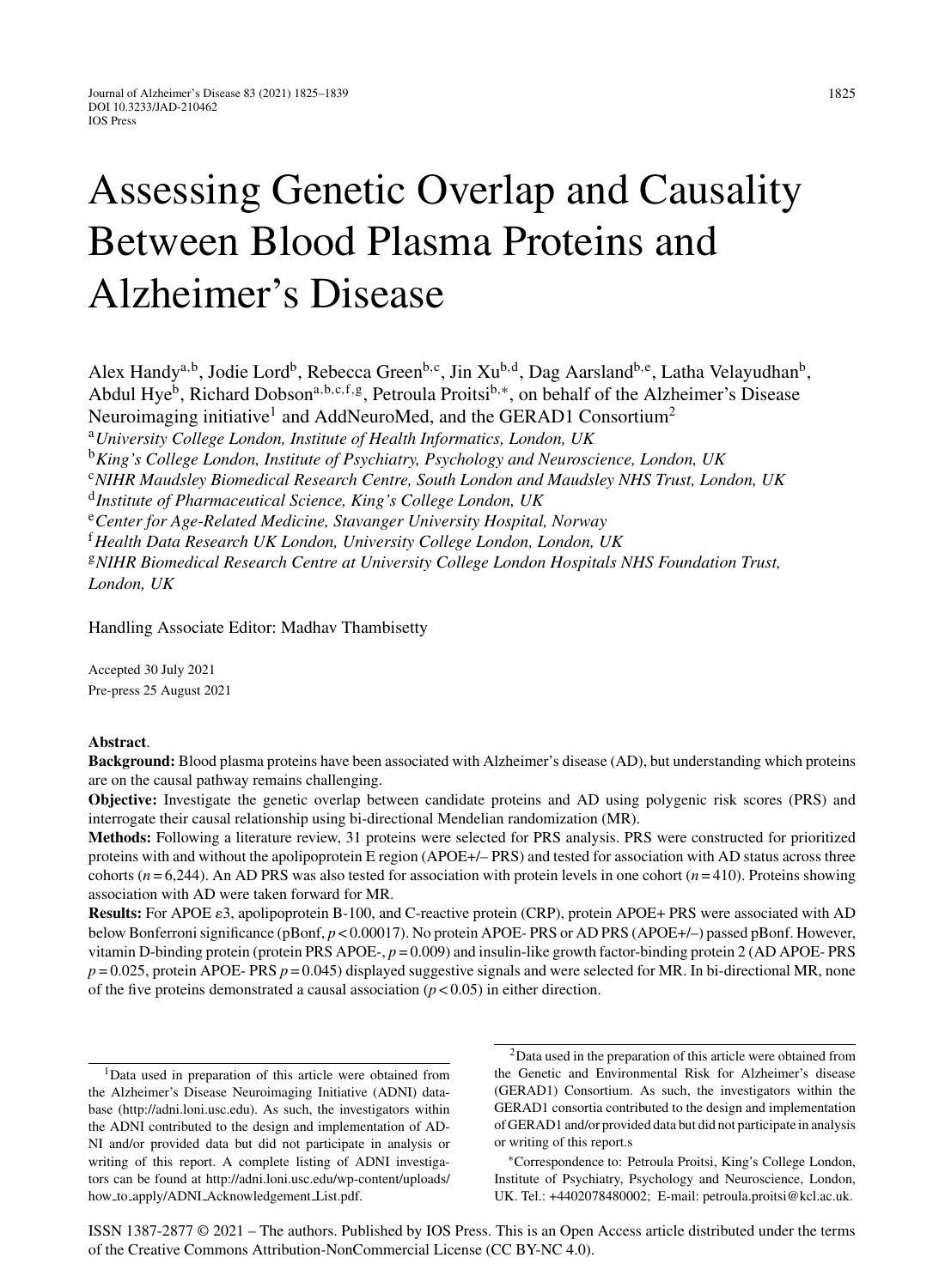# Assessing Genetic Overlap and Causality Between Blood Plasma Proteins and Alzheimer's Disease

Alex Handy[a,b], Jodie Lord[b], Rebecca Green[b,c], Jin Xu[b,d], Dag Aarsland[b,e], Latha Velayudhan[b], Abdul Hye[b], Richard Dobson[a,b,c,f,g], Petroula Proitsi[b,*], on behalf of the Alzheimer's Disease Neuroimaging initiative[1] and AddNeuroMed, and the GERAD1 Consortium[2]

[a] *University College London, Institute of Health Informatics, London, UK*
[b] *King's College London, Institute of Psychiatry, Psychology and Neuroscience, London, UK*
[c] *NIHR Maudsley Biomedical Research Centre, South London and Maudsley NHS Trust, London, UK*
[d] *Institute of Pharmaceutical Science, King's College London, UK*
[e] *Center for Age-Related Medicine, Stavanger University Hospital, Norway*
[f] *Health Data Research UK London, University College London, London, UK*
[g] *NIHR Biomedical Research Centre at University College London Hospitals NHS Foundation Trust, London, UK*

Handling Associate Editor: Madhav Thambisetty

Accepted 30 July 2021
Pre-press 25 August 2021

**Abstract**.

**Background:** Blood plasma proteins have been associated with Alzheimer's disease (AD), but understanding which proteins are on the causal pathway remains challenging.

**Objective:** Investigate the genetic overlap between candidate proteins and AD using polygenic risk scores (PRS) and interrogate their causal relationship using bi-directional Mendelian randomization (MR).

**Methods:** Following a literature review, 31 proteins were selected for PRS analysis. PRS were constructed for prioritized proteins with and without the apolipoprotein E region (APOE+/– PRS) and tested for association with AD status across three cohorts ($n = 6{,}244$). An AD PRS was also tested for association with protein levels in one cohort ($n = 410$). Proteins showing association with AD were taken forward for MR.

**Results:** For APOE $\varepsilon 3$, apolipoprotein B-100, and C-reactive protein (CRP), protein APOE+ PRS were associated with AD below Bonferroni significance (pBonf, $p < 0.00017$). No protein APOE- PRS or AD PRS (APOE+/–) passed pBonf. However, vitamin D-binding protein (protein PRS APOE-, $p = 0.009$) and insulin-like growth factor-binding protein 2 (AD APOE- PRS $p = 0.025$, protein APOE- PRS $p = 0.045$) displayed suggestive signals and were selected for MR. In bi-directional MR, none of the five proteins demonstrated a causal association ($p < 0.05$) in either direction.

---

[1] Data used in preparation of this article were obtained from the Alzheimer's Disease Neuroimaging Initiative (ADNI) database (http://adni.loni.usc.edu). As such, the investigators within the ADNI contributed to the design and implementation of ADNI and/or provided data but did not participate in analysis or writing of this report. A complete listing of ADNI investigators can be found at http://adni.loni.usc.edu/wp-content/uploads/how_to_apply/ADNI_Acknowledgement_List.pdf.

[2] Data used in the preparation of this article were obtained from the Genetic and Environmental Risk for Alzheimer's disease (GERAD1) Consortium. As such, the investigators within the GERAD1 consortia contributed to the design and implementation of GERAD1 and/or provided data but did not participate in analysis or writing of this report.s

*Correspondence to: Petroula Proitsi, King's College London, Institute of Psychiatry, Psychology and Neuroscience, London, UK. Tel.: +4402078480002; E-mail: petroula.proitsi@kcl.ac.uk.

ISSN 1387-2877 © 2021 – The authors. Published by IOS Press. This is an Open Access article distributed under the terms of the Creative Commons Attribution-NonCommercial License (CC BY-NC 4.0).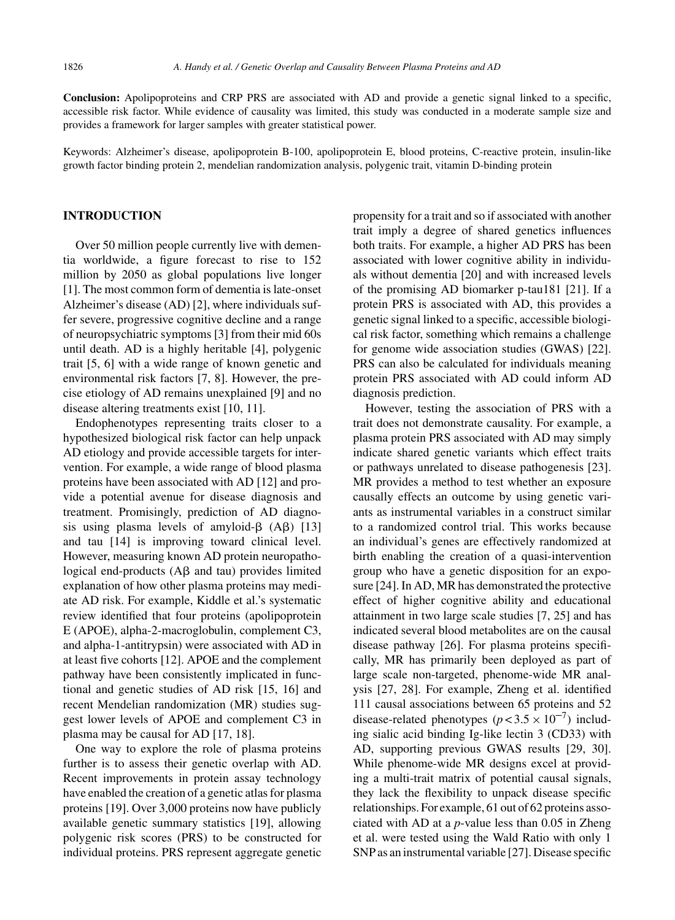**Conclusion:** Apolipoproteins and CRP PRS are associated with AD and provide a genetic signal linked to a specific, accessible risk factor. While evidence of causality was limited, this study was conducted in a moderate sample size and provides a framework for larger samples with greater statistical power.

Keywords: Alzheimer's disease, apolipoprotein B-100, apolipoprotein E, blood proteins, C-reactive protein, insulin-like growth factor binding protein 2, mendelian randomization analysis, polygenic trait, vitamin D-binding protein

## INTRODUCTION

Over 50 million people currently live with dementia worldwide, a figure forecast to rise to 152 million by 2050 as global populations live longer [1]. The most common form of dementia is late-onset Alzheimer's disease (AD) [2], where individuals suffer severe, progressive cognitive decline and a range of neuropsychiatric symptoms [3] from their mid 60s until death. AD is a highly heritable [4], polygenic trait [5, 6] with a wide range of known genetic and environmental risk factors [7, 8]. However, the precise etiology of AD remains unexplained [9] and no disease altering treatments exist [10, 11].

Endophenotypes representing traits closer to a hypothesized biological risk factor can help unpack AD etiology and provide accessible targets for intervention. For example, a wide range of blood plasma proteins have been associated with AD [12] and provide a potential avenue for disease diagnosis and treatment. Promisingly, prediction of AD diagnosis using plasma levels of amyloid-β (Aβ) [13] and tau [14] is improving toward clinical level. However, measuring known AD protein neuropathological end-products (Aβ and tau) provides limited explanation of how other plasma proteins may mediate AD risk. For example, Kiddle et al.'s systematic review identified that four proteins (apolipoprotein E (APOE), alpha-2-macroglobulin, complement C3, and alpha-1-antitrypsin) were associated with AD in at least five cohorts [12]. APOE and the complement pathway have been consistently implicated in functional and genetic studies of AD risk [15, 16] and recent Mendelian randomization (MR) studies suggest lower levels of APOE and complement C3 in plasma may be causal for AD [17, 18].

One way to explore the role of plasma proteins further is to assess their genetic overlap with AD. Recent improvements in protein assay technology have enabled the creation of a genetic atlas for plasma proteins [19]. Over 3,000 proteins now have publicly available genetic summary statistics [19], allowing polygenic risk scores (PRS) to be constructed for individual proteins. PRS represent aggregate genetic propensity for a trait and so if associated with another trait imply a degree of shared genetics influences both traits. For example, a higher AD PRS has been associated with lower cognitive ability in individuals without dementia [20] and with increased levels of the promising AD biomarker p-tau181 [21]. If a protein PRS is associated with AD, this provides a genetic signal linked to a specific, accessible biological risk factor, something which remains a challenge for genome wide association studies (GWAS) [22]. PRS can also be calculated for individuals meaning protein PRS associated with AD could inform AD diagnosis prediction.

However, testing the association of PRS with a trait does not demonstrate causality. For example, a plasma protein PRS associated with AD may simply indicate shared genetic variants which effect traits or pathways unrelated to disease pathogenesis [23]. MR provides a method to test whether an exposure causally effects an outcome by using genetic variants as instrumental variables in a construct similar to a randomized control trial. This works because an individual's genes are effectively randomized at birth enabling the creation of a quasi-intervention group who have a genetic disposition for an exposure [24]. In AD, MR has demonstrated the protective effect of higher cognitive ability and educational attainment in two large scale studies [7, 25] and has indicated several blood metabolites are on the causal disease pathway [26]. For plasma proteins specifically, MR has primarily been deployed as part of large scale non-targeted, phenome-wide MR analysis [27, 28]. For example, Zheng et al. identified 111 causal associations between 65 proteins and 52 disease-related phenotypes ($p < 3.5 \times 10^{-7}$) including sialic acid binding Ig-like lectin 3 (CD33) with AD, supporting previous GWAS results [29, 30]. While phenome-wide MR designs excel at providing a multi-trait matrix of potential causal signals, they lack the flexibility to unpack disease specific relationships. For example, 61 out of 62 proteins associated with AD at a *p*-value less than 0.05 in Zheng et al. were tested using the Wald Ratio with only 1 SNP as an instrumental variable [27]. Disease specific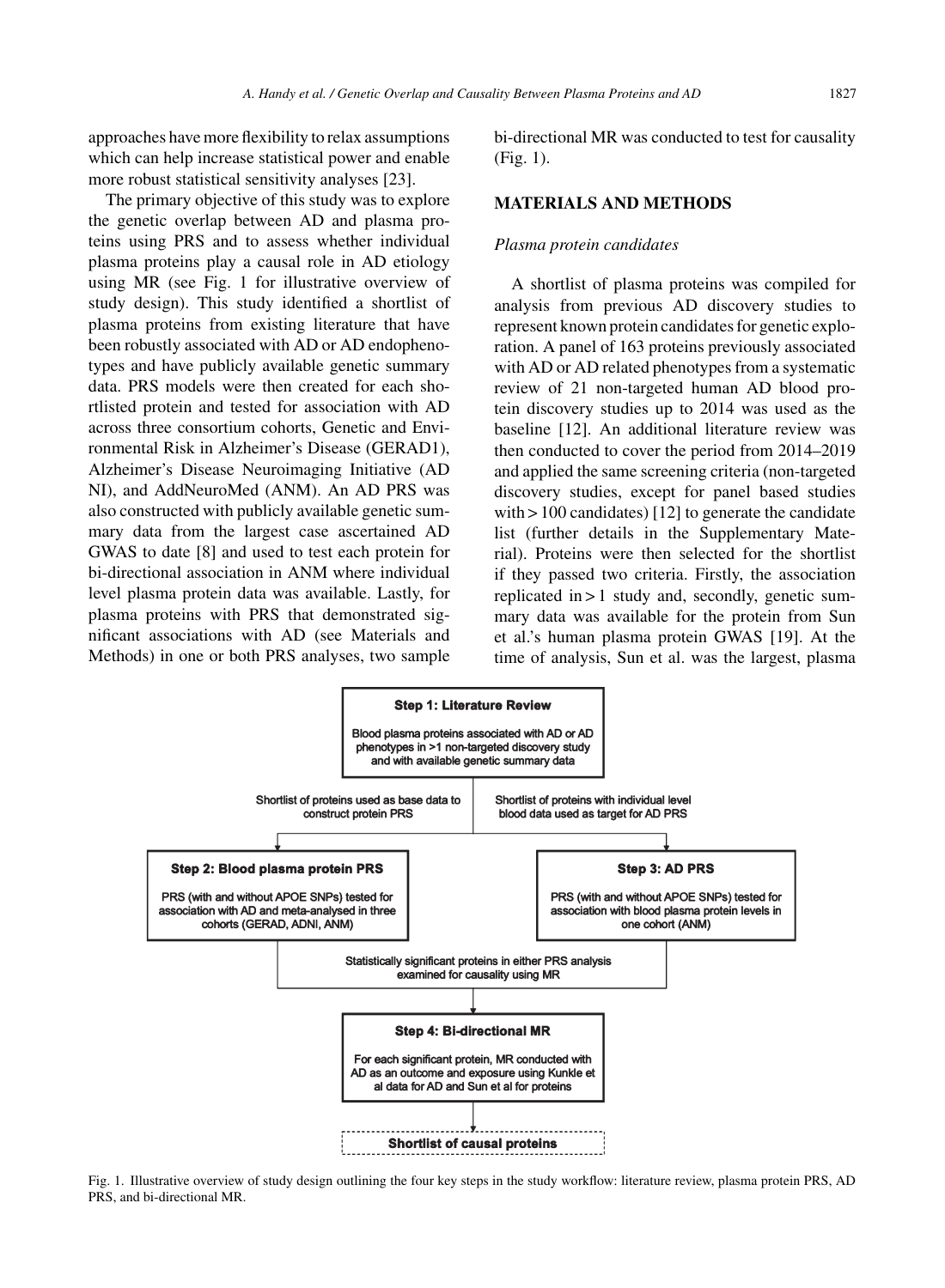approaches have more flexibility to relax assumptions which can help increase statistical power and enable more robust statistical sensitivity analyses [23].

The primary objective of this study was to explore the genetic overlap between AD and plasma proteins using PRS and to assess whether individual plasma proteins play a causal role in AD etiology using MR (see Fig. 1 for illustrative overview of study design). This study identified a shortlist of plasma proteins from existing literature that have been robustly associated with AD or AD endophenotypes and have publicly available genetic summary data. PRS models were then created for each shortlisted protein and tested for association with AD across three consortium cohorts, Genetic and Environmental Risk in Alzheimer's Disease (GERAD1), Alzheimer's Disease Neuroimaging Initiative (ADNI), and AddNeuroMed (ANM). An AD PRS was also constructed with publicly available genetic summary data from the largest case ascertained AD GWAS to date [8] and used to test each protein for bi-directional association in ANM where individual level plasma protein data was available. Lastly, for plasma proteins with PRS that demonstrated significant associations with AD (see Materials and Methods) in one or both PRS analyses, two sample bi-directional MR was conducted to test for causality (Fig. 1).

## MATERIALS AND METHODS

### *Plasma protein candidates*

A shortlist of plasma proteins was compiled for analysis from previous AD discovery studies to represent known protein candidates for genetic exploration. A panel of 163 proteins previously associated with AD or AD related phenotypes from a systematic review of 21 non-targeted human AD blood protein discovery studies up to 2014 was used as the baseline [12]. An additional literature review was then conducted to cover the period from 2014–2019 and applied the same screening criteria (non-targeted discovery studies, except for panel based studies with > 100 candidates) [12] to generate the candidate list (further details in the Supplementary Material). Proteins were then selected for the shortlist if they passed two criteria. Firstly, the association replicated in > 1 study and, secondly, genetic summary data was available for the protein from Sun et al.'s human plasma protein GWAS [19]. At the time of analysis, Sun et al. was the largest, plasma

**Step 1: Literature Review**
Blood plasma proteins associated with AD or AD phenotypes in >1 non-targeted discovery study and with available genetic summary data

Shortlist of proteins used as base data to construct protein PRS | Shortlist of proteins with individual level blood data used as target for AD PRS

**Step 2: Blood plasma protein PRS**
PRS (with and without APOE SNPs) tested for association with AD and meta-analysed in three cohorts (GERAD, ADNI, ANM)

**Step 3: AD PRS**
PRS (with and without APOE SNPs) tested for association with blood plasma protein levels in one cohort (ANM)

Statistically significant proteins in either PRS analysis examined for causality using MR

**Step 4: Bi-directional MR**
For each significant protein, MR conducted with AD as an outcome and exposure using Kunkle et al data for AD and Sun et al for proteins

**Shortlist of causal proteins**

Fig. 1. Illustrative overview of study design outlining the four key steps in the study workflow: literature review, plasma protein PRS, AD PRS, and bi-directional MR.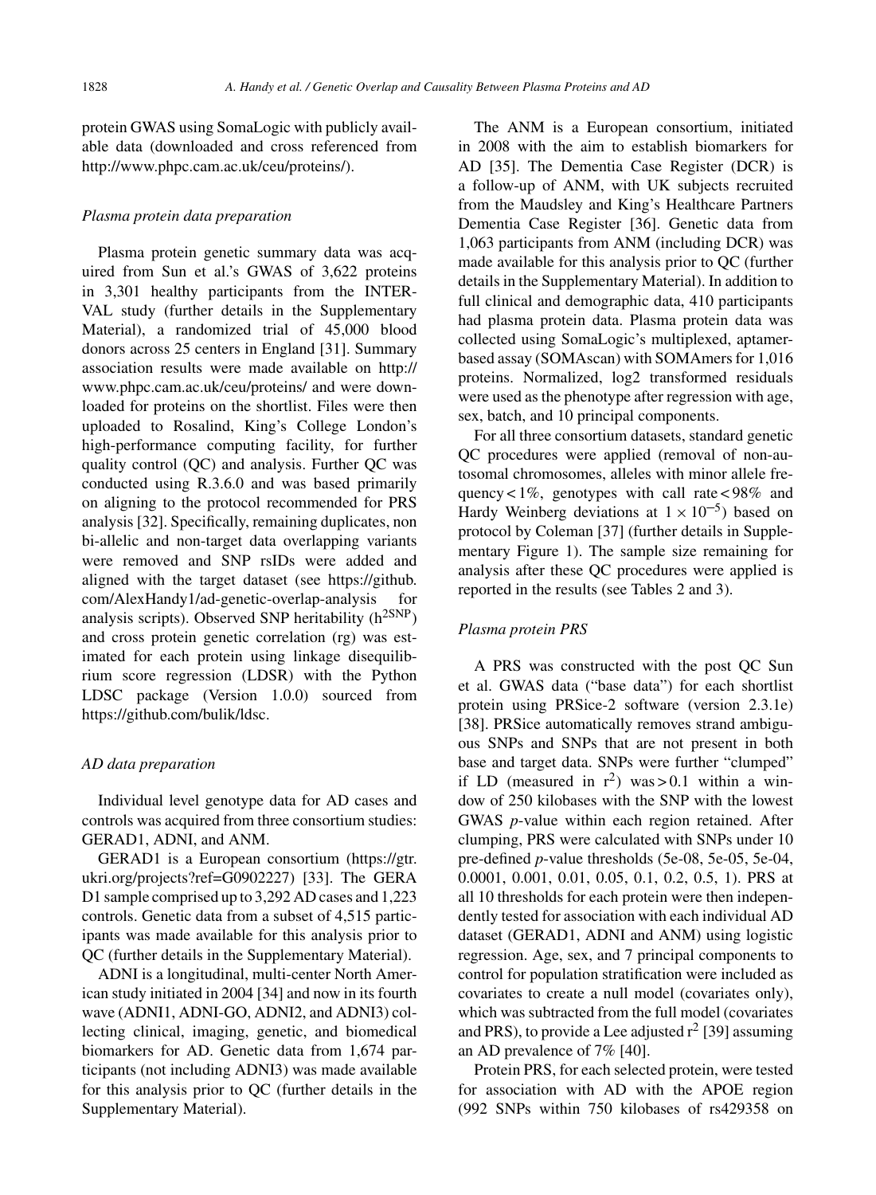protein GWAS using SomaLogic with publicly available data (downloaded and cross referenced from http://www.phpc.cam.ac.uk/ceu/proteins/).

### *Plasma protein data preparation*

Plasma protein genetic summary data was acquired from Sun et al.'s GWAS of 3,622 proteins in 3,301 healthy participants from the INTERVAL study (further details in the Supplementary Material), a randomized trial of 45,000 blood donors across 25 centers in England [31]. Summary association results were made available on http://www.phpc.cam.ac.uk/ceu/proteins/ and were downloaded for proteins on the shortlist. Files were then uploaded to Rosalind, King's College London's high-performance computing facility, for further quality control (QC) and analysis. Further QC was conducted using R.3.6.0 and was based primarily on aligning to the protocol recommended for PRS analysis [32]. Specifically, remaining duplicates, non bi-allelic and non-target data overlapping variants were removed and SNP rsIDs were added and aligned with the target dataset (see https://github.com/AlexHandy1/ad-genetic-overlap-analysis for analysis scripts). Observed SNP heritability ($h^{2SNP}$) and cross protein genetic correlation (rg) was estimated for each protein using linkage disequilibrium score regression (LDSR) with the Python LDSC package (Version 1.0.0) sourced from https://github.com/bulik/ldsc.

### *AD data preparation*

Individual level genotype data for AD cases and controls was acquired from three consortium studies: GERAD1, ADNI, and ANM.

GERAD1 is a European consortium (https://gtr.ukri.org/projects?ref=G0902227) [33]. The GERAD1 sample comprised up to 3,292 AD cases and 1,223 controls. Genetic data from a subset of 4,515 participants was made available for this analysis prior to QC (further details in the Supplementary Material).

ADNI is a longitudinal, multi-center North American study initiated in 2004 [34] and now in its fourth wave (ADNI1, ADNI-GO, ADNI2, and ADNI3) collecting clinical, imaging, genetic, and biomedical biomarkers for AD. Genetic data from 1,674 participants (not including ADNI3) was made available for this analysis prior to QC (further details in the Supplementary Material).

The ANM is a European consortium, initiated in 2008 with the aim to establish biomarkers for AD [35]. The Dementia Case Register (DCR) is a follow-up of ANM, with UK subjects recruited from the Maudsley and King's Healthcare Partners Dementia Case Register [36]. Genetic data from 1,063 participants from ANM (including DCR) was made available for this analysis prior to QC (further details in the Supplementary Material). In addition to full clinical and demographic data, 410 participants had plasma protein data. Plasma protein data was collected using SomaLogic's multiplexed, aptamer-based assay (SOMAscan) with SOMAmers for 1,016 proteins. Normalized, log2 transformed residuals were used as the phenotype after regression with age, sex, batch, and 10 principal components.

For all three consortium datasets, standard genetic QC procedures were applied (removal of non-autosomal chromosomes, alleles with minor allele frequency $< 1\%$, genotypes with call rate $< 98\%$ and Hardy Weinberg deviations at $1 \times 10^{-5}$) based on protocol by Coleman [37] (further details in Supplementary Figure 1). The sample size remaining for analysis after these QC procedures were applied is reported in the results (see Tables 2 and 3).

### *Plasma protein PRS*

A PRS was constructed with the post QC Sun et al. GWAS data ("base data") for each shortlist protein using PRSice-2 software (version 2.3.1e) [38]. PRSice automatically removes strand ambiguous SNPs and SNPs that are not present in both base and target data. SNPs were further "clumped" if LD (measured in $r^2$) was $> 0.1$ within a window of 250 kilobases with the SNP with the lowest GWAS *p*-value within each region retained. After clumping, PRS were calculated with SNPs under 10 pre-defined *p*-value thresholds (5e-08, 5e-05, 5e-04, 0.0001, 0.001, 0.01, 0.05, 0.1, 0.2, 0.5, 1). PRS at all 10 thresholds for each protein were then independently tested for association with each individual AD dataset (GERAD1, ADNI and ANM) using logistic regression. Age, sex, and 7 principal components to control for population stratification were included as covariates to create a null model (covariates only), which was subtracted from the full model (covariates and PRS), to provide a Lee adjusted $r^2$ [39] assuming an AD prevalence of 7% [40].

Protein PRS, for each selected protein, were tested for association with AD with the APOE region (992 SNPs within 750 kilobases of rs429358 on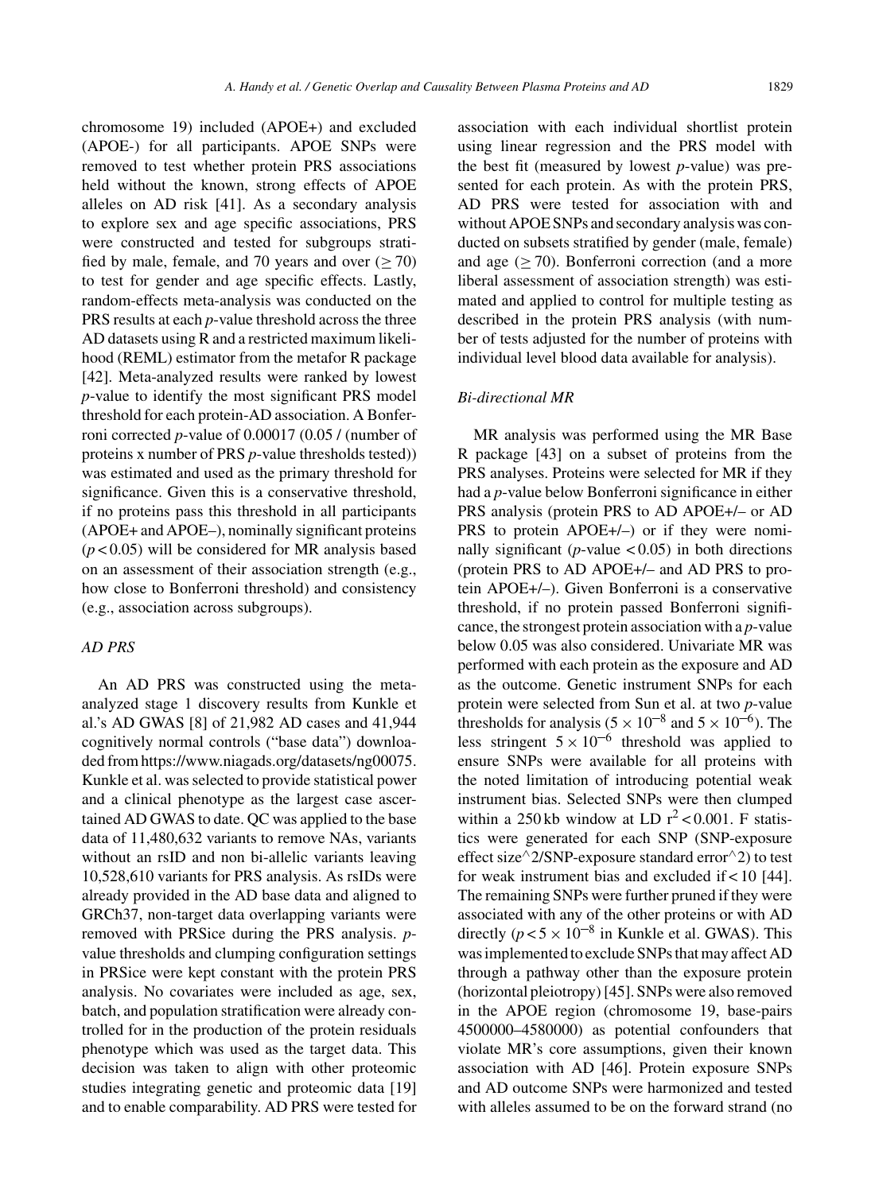chromosome 19) included (APOE+) and excluded (APOE-) for all participants. APOE SNPs were removed to test whether protein PRS associations held without the known, strong effects of APOE alleles on AD risk [41]. As a secondary analysis to explore sex and age specific associations, PRS were constructed and tested for subgroups stratified by male, female, and 70 years and over ($\geq 70$) to test for gender and age specific effects. Lastly, random-effects meta-analysis was conducted on the PRS results at each *p*-value threshold across the three AD datasets using R and a restricted maximum likelihood (REML) estimator from the metafor R package [42]. Meta-analyzed results were ranked by lowest *p*-value to identify the most significant PRS model threshold for each protein-AD association. A Bonferroni corrected *p*-value of 0.00017 (0.05 / (number of proteins x number of PRS *p*-value thresholds tested)) was estimated and used as the primary threshold for significance. Given this is a conservative threshold, if no proteins pass this threshold in all participants (APOE+ and APOE–), nominally significant proteins ($p < 0.05$) will be considered for MR analysis based on an assessment of their association strength (e.g., how close to Bonferroni threshold) and consistency (e.g., association across subgroups).

### *AD PRS*

An AD PRS was constructed using the meta-analyzed stage 1 discovery results from Kunkle et al.'s AD GWAS [8] of 21,982 AD cases and 41,944 cognitively normal controls ("base data") downloaded from https://www.niagads.org/datasets/ng00075. Kunkle et al. was selected to provide statistical power and a clinical phenotype as the largest case ascertained AD GWAS to date. QC was applied to the base data of 11,480,632 variants to remove NAs, variants without an rsID and non bi-allelic variants leaving 10,528,610 variants for PRS analysis. As rsIDs were already provided in the AD base data and aligned to GRCh37, non-target data overlapping variants were removed with PRSice during the PRS analysis. *p*-value thresholds and clumping configuration settings in PRSice were kept constant with the protein PRS analysis. No covariates were included as age, sex, batch, and population stratification were already controlled for in the production of the protein residuals phenotype which was used as the target data. This decision was taken to align with other proteomic studies integrating genetic and proteomic data [19] and to enable comparability. AD PRS were tested for association with each individual shortlist protein using linear regression and the PRS model with the best fit (measured by lowest *p*-value) was presented for each protein. As with the protein PRS, AD PRS were tested for association with and without APOE SNPs and secondary analysis was conducted on subsets stratified by gender (male, female) and age ($\geq 70$). Bonferroni correction (and a more liberal assessment of association strength) was estimated and applied to control for multiple testing as described in the protein PRS analysis (with number of tests adjusted for the number of proteins with individual level blood data available for analysis).

### *Bi-directional MR*

MR analysis was performed using the MR Base R package [43] on a subset of proteins from the PRS analyses. Proteins were selected for MR if they had a *p*-value below Bonferroni significance in either PRS analysis (protein PRS to AD APOE+/– or AD PRS to protein APOE+/–) or if they were nominally significant (*p*-value $< 0.05$) in both directions (protein PRS to AD APOE+/– and AD PRS to protein APOE+/–). Given Bonferroni is a conservative threshold, if no protein passed Bonferroni significance, the strongest protein association with a *p*-value below 0.05 was also considered. Univariate MR was performed with each protein as the exposure and AD as the outcome. Genetic instrument SNPs for each protein were selected from Sun et al. at two *p*-value thresholds for analysis ($5 \times 10^{-8}$ and $5 \times 10^{-6}$). The less stringent $5 \times 10^{-6}$ threshold was applied to ensure SNPs were available for all proteins with the noted limitation of introducing potential weak instrument bias. Selected SNPs were then clumped within a 250 kb window at LD $r^2 < 0.001$. F statistics were generated for each SNP (SNP-exposure effect size^2/SNP-exposure standard error^2) to test for weak instrument bias and excluded if $< 10$ [44]. The remaining SNPs were further pruned if they were associated with any of the other proteins or with AD directly ($p < 5 \times 10^{-8}$ in Kunkle et al. GWAS). This was implemented to exclude SNPs that may affect AD through a pathway other than the exposure protein (horizontal pleiotropy) [45]. SNPs were also removed in the APOE region (chromosome 19, base-pairs 4500000–4580000) as potential confounders that violate MR's core assumptions, given their known association with AD [46]. Protein exposure SNPs and AD outcome SNPs were harmonized and tested with alleles assumed to be on the forward strand (no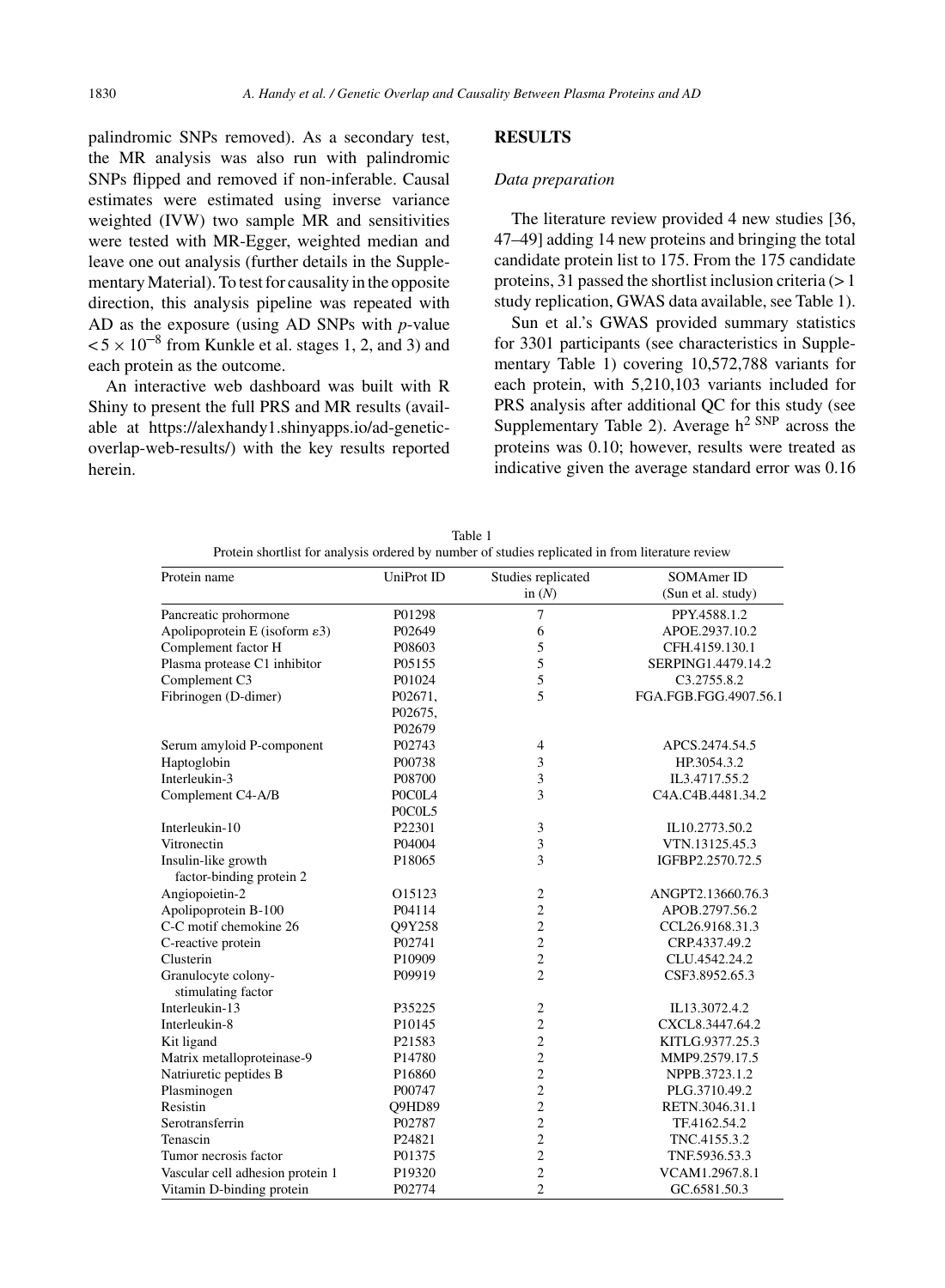palindromic SNPs removed). As a secondary test, the MR analysis was also run with palindromic SNPs flipped and removed if non-inferable. Causal estimates were estimated using inverse variance weighted (IVW) two sample MR and sensitivities were tested with MR-Egger, weighted median and leave one out analysis (further details in the Supplementary Material). To test for causality in the opposite direction, this analysis pipeline was repeated with AD as the exposure (using AD SNPs with *p*-value $< 5 \times 10^{-8}$ from Kunkle et al. stages 1, 2, and 3) and each protein as the outcome.

An interactive web dashboard was built with R Shiny to present the full PRS and MR results (available at https://alexhandy1.shinyapps.io/ad-genetic-overlap-web-results/) with the key results reported herein.

## RESULTS

### *Data preparation*

The literature review provided 4 new studies [36, 47–49] adding 14 new proteins and bringing the total candidate protein list to 175. From the 175 candidate proteins, 31 passed the shortlist inclusion criteria (> 1 study replication, GWAS data available, see Table 1).

Sun et al.'s GWAS provided summary statistics for 3301 participants (see characteristics in Supplementary Table 1) covering 10,572,788 variants for each protein, with 5,210,103 variants included for PRS analysis after additional QC for this study (see Supplementary Table 2). Average $h^{2\ SNP}$ across the proteins was 0.10; however, results were treated as indicative given the average standard error was 0.16

Table 1
Protein shortlist for analysis ordered by number of studies replicated in from literature review

| Protein name | UniProt ID | Studies replicated in (*N*) | SOMAmer ID (Sun et al. study) |
|---|---|---|---|
| Pancreatic prohormone | P01298 | 7 | PPY.4588.1.2 |
| Apolipoprotein E (isoform ε3) | P02649 | 6 | APOE.2937.10.2 |
| Complement factor H | P08603 | 5 | CFH.4159.130.1 |
| Plasma protease C1 inhibitor | P05155 | 5 | SERPING1.4479.14.2 |
| Complement C3 | P01024 | 5 | C3.2755.8.2 |
| Fibrinogen (D-dimer) | P02671, P02675, P02679 | 5 | FGA.FGB.FGG.4907.56.1 |
| Serum amyloid P-component | P02743 | 4 | APCS.2474.54.5 |
| Haptoglobin | P00738 | 3 | HP.3054.3.2 |
| Interleukin-3 | P08700 | 3 | IL3.4717.55.2 |
| Complement C4-A/B | P0C0L4 P0C0L5 | 3 | C4A.C4B.4481.34.2 |
| Interleukin-10 | P22301 | 3 | IL10.2773.50.2 |
| Vitronectin | P04004 | 3 | VTN.13125.45.3 |
| Insulin-like growth factor-binding protein 2 | P18065 | 3 | IGFBP2.2570.72.5 |
| Angiopoietin-2 | O15123 | 2 | ANGPT2.13660.76.3 |
| Apolipoprotein B-100 | P04114 | 2 | APOB.2797.56.2 |
| C-C motif chemokine 26 | Q9Y258 | 2 | CCL26.9168.31.3 |
| C-reactive protein | P02741 | 2 | CRP.4337.49.2 |
| Clusterin | P10909 | 2 | CLU.4542.24.2 |
| Granulocyte colony-stimulating factor | P09919 | 2 | CSF3.8952.65.3 |
| Interleukin-13 | P35225 | 2 | IL13.3072.4.2 |
| Interleukin-8 | P10145 | 2 | CXCL8.3447.64.2 |
| Kit ligand | P21583 | 2 | KITLG.9377.25.3 |
| Matrix metalloproteinase-9 | P14780 | 2 | MMP9.2579.17.5 |
| Natriuretic peptides B | P16860 | 2 | NPPB.3723.1.2 |
| Plasminogen | P00747 | 2 | PLG.3710.49.2 |
| Resistin | Q9HD89 | 2 | RETN.3046.31.1 |
| Serotransferrin | P02787 | 2 | TF.4162.54.2 |
| Tenascin | P24821 | 2 | TNC.4155.3.2 |
| Tumor necrosis factor | P01375 | 2 | TNF.5936.53.3 |
| Vascular cell adhesion protein 1 | P19320 | 2 | VCAM1.2967.8.1 |
| Vitamin D-binding protein | P02774 | 2 | GC.6581.50.3 |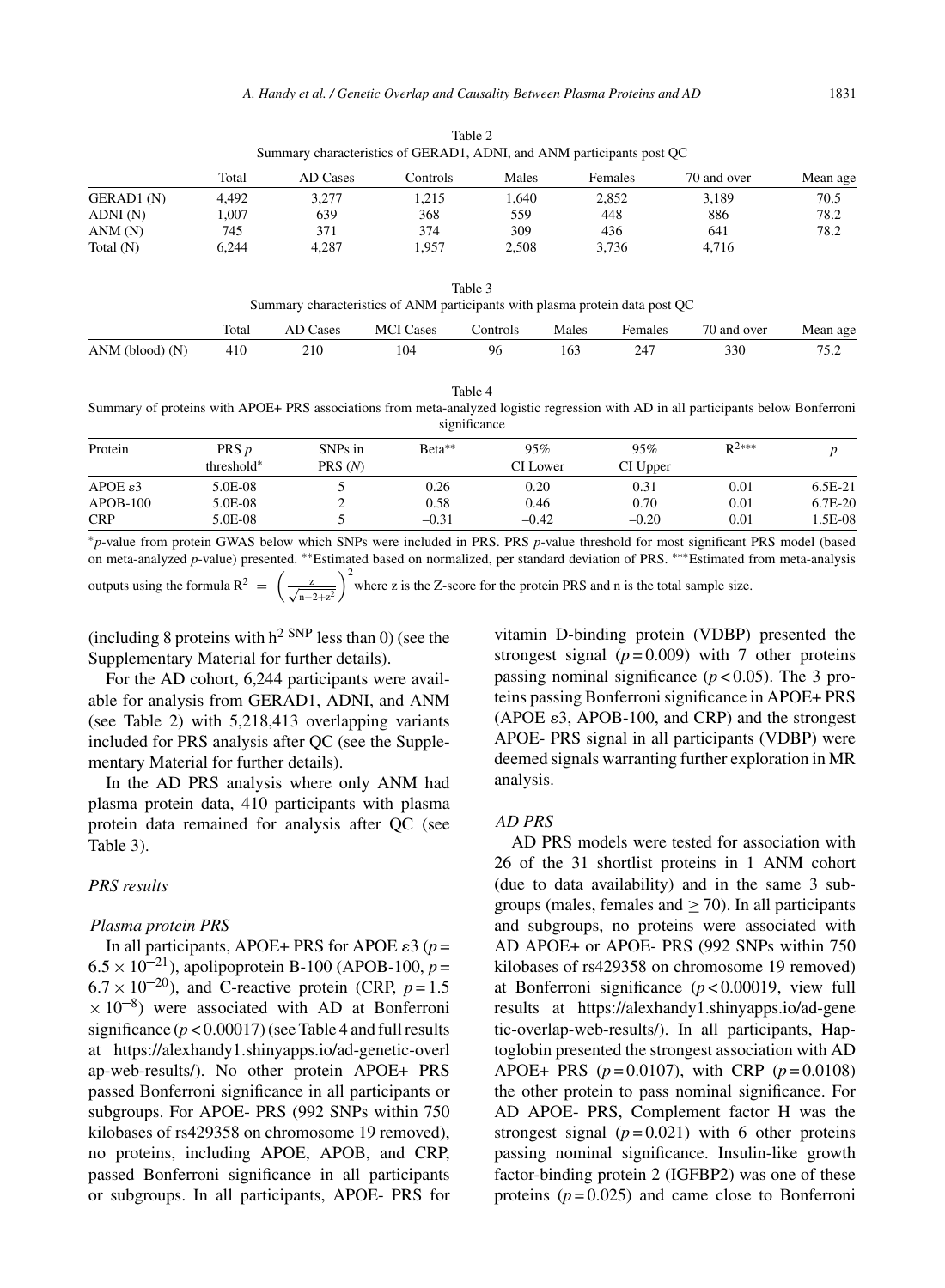Table 2
Summary characteristics of GERAD1, ADNI, and ANM participants post QC

| | Total | AD Cases | Controls | Males | Females | 70 and over | Mean age |
|---|---|---|---|---|---|---|---|
| GERAD1 (N) | 4,492 | 3,277 | 1,215 | 1,640 | 2,852 | 3,189 | 70.5 |
| ADNI (N) | 1,007 | 639 | 368 | 559 | 448 | 886 | 78.2 |
| ANM (N) | 745 | 371 | 374 | 309 | 436 | 641 | 78.2 |
| Total (N) | 6,244 | 4,287 | 1,957 | 2,508 | 3,736 | 4,716 | |

Table 3
Summary characteristics of ANM participants with plasma protein data post QC

| | Total | AD Cases | MCI Cases | Controls | Males | Females | 70 and over | Mean age |
|---|---|---|---|---|---|---|---|---|
| ANM (blood) (N) | 410 | 210 | 104 | 96 | 163 | 247 | 330 | 75.2 |

Table 4
Summary of proteins with APOE+ PRS associations from meta-analyzed logistic regression with AD in all participants below Bonferroni significance

| Protein | PRS *p* threshold* | SNPs in PRS (*N*) | Beta** | 95% CI Lower | 95% CI Upper | $R^2$*** | *p* |
|---|---|---|---|---|---|---|---|
| APOE $\varepsilon$3 | 5.0E-08 | 5 | 0.26 | 0.20 | 0.31 | 0.01 | 6.5E-21 |
| APOB-100 | 5.0E-08 | 2 | 0.58 | 0.46 | 0.70 | 0.01 | 6.7E-20 |
| CRP | 5.0E-08 | 5 | –0.31 | –0.42 | –0.20 | 0.01 | 1.5E-08 |

*$p$-value from protein GWAS below which SNPs were included in PRS. PRS $p$-value threshold for most significant PRS model (based on meta-analyzed $p$-value) presented. **Estimated based on normalized, per standard deviation of PRS. ***Estimated from meta-analysis outputs using the formula $R^2 = \left(\frac{z}{\sqrt{n-2+z^2}}\right)^2$ where z is the Z-score for the protein PRS and n is the total sample size.

(including 8 proteins with $h^{2\ SNP}$ less than 0) (see the Supplementary Material for further details).

For the AD cohort, 6,244 participants were available for analysis from GERAD1, ADNI, and ANM (see Table 2) with 5,218,413 overlapping variants included for PRS analysis after QC (see the Supplementary Material for further details).

In the AD PRS analysis where only ANM had plasma protein data, 410 participants with plasma protein data remained for analysis after QC (see Table 3).

### *PRS results*

#### *Plasma protein PRS*

In all participants, APOE+ PRS for APOE $\varepsilon$3 ($p = 6.5 \times 10^{-21}$), apolipoprotein B-100 (APOB-100, $p = 6.7 \times 10^{-20}$), and C-reactive protein (CRP, $p = 1.5 \times 10^{-8}$) were associated with AD at Bonferroni significance ($p < 0.00017$) (see Table 4 and full results at https://alexhandy1.shinyapps.io/ad-genetic-overlap-web-results/). No other protein APOE+ PRS passed Bonferroni significance in all participants or subgroups. For APOE- PRS (992 SNPs within 750 kilobases of rs429358 on chromosome 19 removed), no proteins, including APOE, APOB, and CRP, passed Bonferroni significance in all participants or subgroups. In all participants, APOE- PRS for vitamin D-binding protein (VDBP) presented the strongest signal ($p = 0.009$) with 7 other proteins passing nominal significance ($p < 0.05$). The 3 proteins passing Bonferroni significance in APOE+ PRS (APOE $\varepsilon$3, APOB-100, and CRP) and the strongest APOE- PRS signal in all participants (VDBP) were deemed signals warranting further exploration in MR analysis.

#### *AD PRS*

AD PRS models were tested for association with 26 of the 31 shortlist proteins in 1 ANM cohort (due to data availability) and in the same 3 subgroups (males, females and $\geq 70$). In all participants and subgroups, no proteins were associated with AD APOE+ or APOE- PRS (992 SNPs within 750 kilobases of rs429358 on chromosome 19 removed) at Bonferroni significance ($p < 0.00019$, view full results at https://alexhandy1.shinyapps.io/ad-genetic-overlap-web-results/). In all participants, Haptoglobin presented the strongest association with AD APOE+ PRS ($p = 0.0107$), with CRP ($p = 0.0108$) the other protein to pass nominal significance. For AD APOE- PRS, Complement factor H was the strongest signal ($p = 0.021$) with 6 other proteins passing nominal significance. Insulin-like growth factor-binding protein 2 (IGFBP2) was one of these proteins ($p = 0.025$) and came close to Bonferroni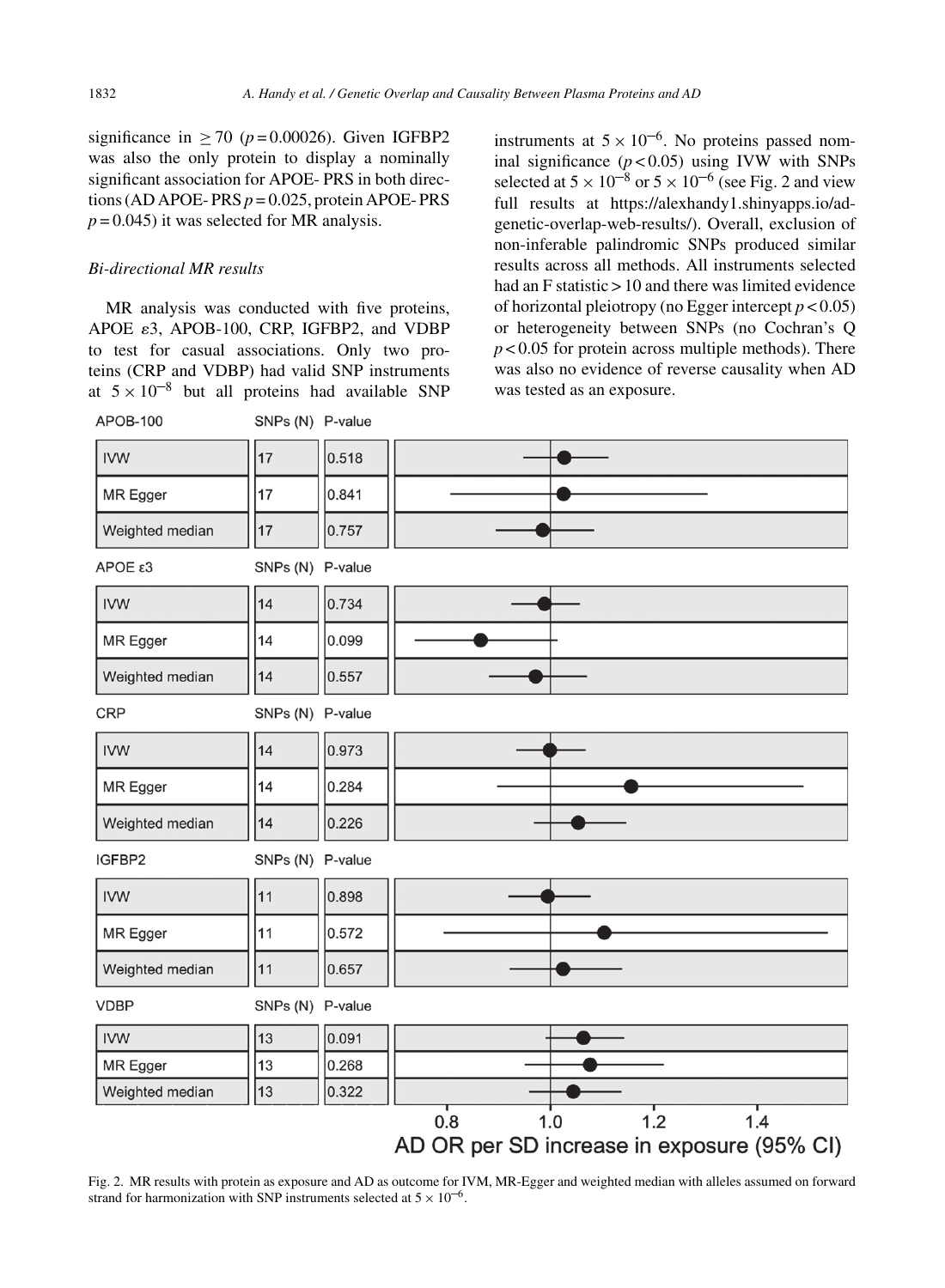significance in $\geq 70$ ($p = 0.00026$). Given IGFBP2 was also the only protein to display a nominally significant association for APOE- PRS in both directions (AD APOE- PRS $p = 0.025$, protein APOE- PRS $p = 0.045$) it was selected for MR analysis.

*Bi-directional MR results*

MR analysis was conducted with five proteins, APOE ε3, APOB-100, CRP, IGFBP2, and VDBP to test for casual associations. Only two proteins (CRP and VDBP) had valid SNP instruments at $5 \times 10^{-8}$ but all proteins had available SNP instruments at $5 \times 10^{-6}$. No proteins passed nominal significance ($p < 0.05$) using IVW with SNPs selected at $5 \times 10^{-8}$ or $5 \times 10^{-6}$ (see Fig. 2 and view full results at https://alexhandy1.shinyapps.io/ad-genetic-overlap-web-results/). Overall, exclusion of non-inferable palindromic SNPs produced similar results across all methods. All instruments selected had an F statistic > 10 and there was limited evidence of horizontal pleiotropy (no Egger intercept $p < 0.05$) or heterogeneity between SNPs (no Cochran's Q $p < 0.05$ for protein across multiple methods). There was also no evidence of reverse causality when AD was tested as an exposure.

| Protein | Method | SNPs (N) | P-value |
|---|---|---|---|
| APOB-100 | IVW | 17 | 0.518 |
| | MR Egger | 17 | 0.841 |
| | Weighted median | 17 | 0.757 |
| APOE ε3 | IVW | 14 | 0.734 |
| | MR Egger | 14 | 0.099 |
| | Weighted median | 14 | 0.557 |
| CRP | IVW | 14 | 0.973 |
| | MR Egger | 14 | 0.284 |
| | Weighted median | 14 | 0.226 |
| IGFBP2 | IVW | 11 | 0.898 |
| | MR Egger | 11 | 0.572 |
| | Weighted median | 11 | 0.657 |
| VDBP | IVW | 13 | 0.091 |
| | MR Egger | 13 | 0.268 |
| | Weighted median | 13 | 0.322 |

AD OR per SD increase in exposure (95% CI)

Fig. 2. MR results with protein as exposure and AD as outcome for IVM, MR-Egger and weighted median with alleles assumed on forward strand for harmonization with SNP instruments selected at $5 \times 10^{-6}$.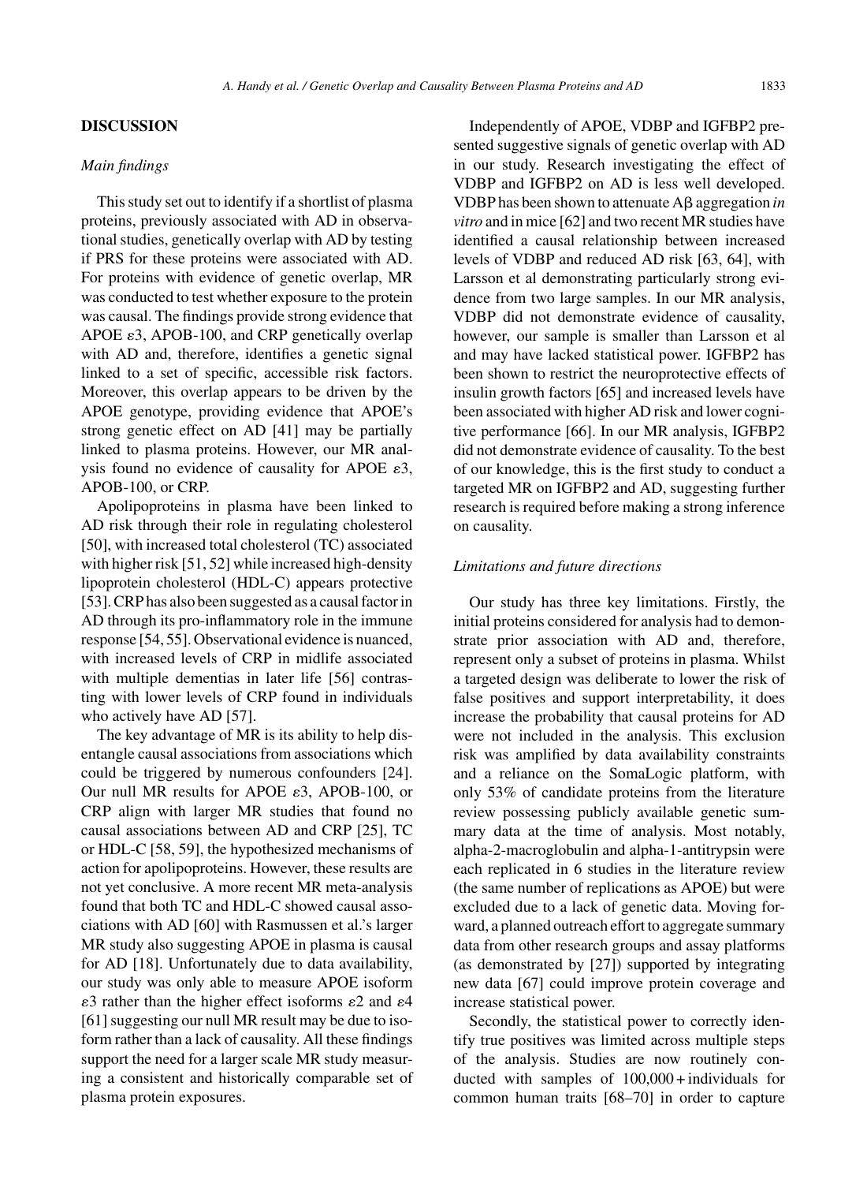## DISCUSSION

### *Main findings*

This study set out to identify if a shortlist of plasma proteins, previously associated with AD in observational studies, genetically overlap with AD by testing if PRS for these proteins were associated with AD. For proteins with evidence of genetic overlap, MR was conducted to test whether exposure to the protein was causal. The findings provide strong evidence that APOE $\varepsilon$3, APOB-100, and CRP genetically overlap with AD and, therefore, identifies a genetic signal linked to a set of specific, accessible risk factors. Moreover, this overlap appears to be driven by the APOE genotype, providing evidence that APOE's strong genetic effect on AD [41] may be partially linked to plasma proteins. However, our MR analysis found no evidence of causality for APOE $\varepsilon$3, APOB-100, or CRP.

Apolipoproteins in plasma have been linked to AD risk through their role in regulating cholesterol [50], with increased total cholesterol (TC) associated with higher risk [51, 52] while increased high-density lipoprotein cholesterol (HDL-C) appears protective [53]. CRP has also been suggested as a causal factor in AD through its pro-inflammatory role in the immune response [54, 55]. Observational evidence is nuanced, with increased levels of CRP in midlife associated with multiple dementias in later life [56] contrasting with lower levels of CRP found in individuals who actively have AD [57].

The key advantage of MR is its ability to help disentangle causal associations from associations which could be triggered by numerous confounders [24]. Our null MR results for APOE $\varepsilon$3, APOB-100, or CRP align with larger MR studies that found no causal associations between AD and CRP [25], TC or HDL-C [58, 59], the hypothesized mechanisms of action for apolipoproteins. However, these results are not yet conclusive. A more recent MR meta-analysis found that both TC and HDL-C showed causal associations with AD [60] with Rasmussen et al.'s larger MR study also suggesting APOE in plasma is causal for AD [18]. Unfortunately due to data availability, our study was only able to measure APOE isoform $\varepsilon$3 rather than the higher effect isoforms $\varepsilon$2 and $\varepsilon$4 [61] suggesting our null MR result may be due to isoform rather than a lack of causality. All these findings support the need for a larger scale MR study measuring a consistent and historically comparable set of plasma protein exposures.

Independently of APOE, VDBP and IGFBP2 presented suggestive signals of genetic overlap with AD in our study. Research investigating the effect of VDBP and IGFBP2 on AD is less well developed. VDBP has been shown to attenuate A$\beta$ aggregation *in vitro* and in mice [62] and two recent MR studies have identified a causal relationship between increased levels of VDBP and reduced AD risk [63, 64], with Larsson et al demonstrating particularly strong evidence from two large samples. In our MR analysis, VDBP did not demonstrate evidence of causality, however, our sample is smaller than Larsson et al and may have lacked statistical power. IGFBP2 has been shown to restrict the neuroprotective effects of insulin growth factors [65] and increased levels have been associated with higher AD risk and lower cognitive performance [66]. In our MR analysis, IGFBP2 did not demonstrate evidence of causality. To the best of our knowledge, this is the first study to conduct a targeted MR on IGFBP2 and AD, suggesting further research is required before making a strong inference on causality.

### *Limitations and future directions*

Our study has three key limitations. Firstly, the initial proteins considered for analysis had to demonstrate prior association with AD and, therefore, represent only a subset of proteins in plasma. Whilst a targeted design was deliberate to lower the risk of false positives and support interpretability, it does increase the probability that causal proteins for AD were not included in the analysis. This exclusion risk was amplified by data availability constraints and a reliance on the SomaLogic platform, with only 53% of candidate proteins from the literature review possessing publicly available genetic summary data at the time of analysis. Most notably, alpha-2-macroglobulin and alpha-1-antitrypsin were each replicated in 6 studies in the literature review (the same number of replications as APOE) but were excluded due to a lack of genetic data. Moving forward, a planned outreach effort to aggregate summary data from other research groups and assay platforms (as demonstrated by [27]) supported by integrating new data [67] could improve protein coverage and increase statistical power.

Secondly, the statistical power to correctly identify true positives was limited across multiple steps of the analysis. Studies are now routinely conducted with samples of 100,000 + individuals for common human traits [68–70] in order to capture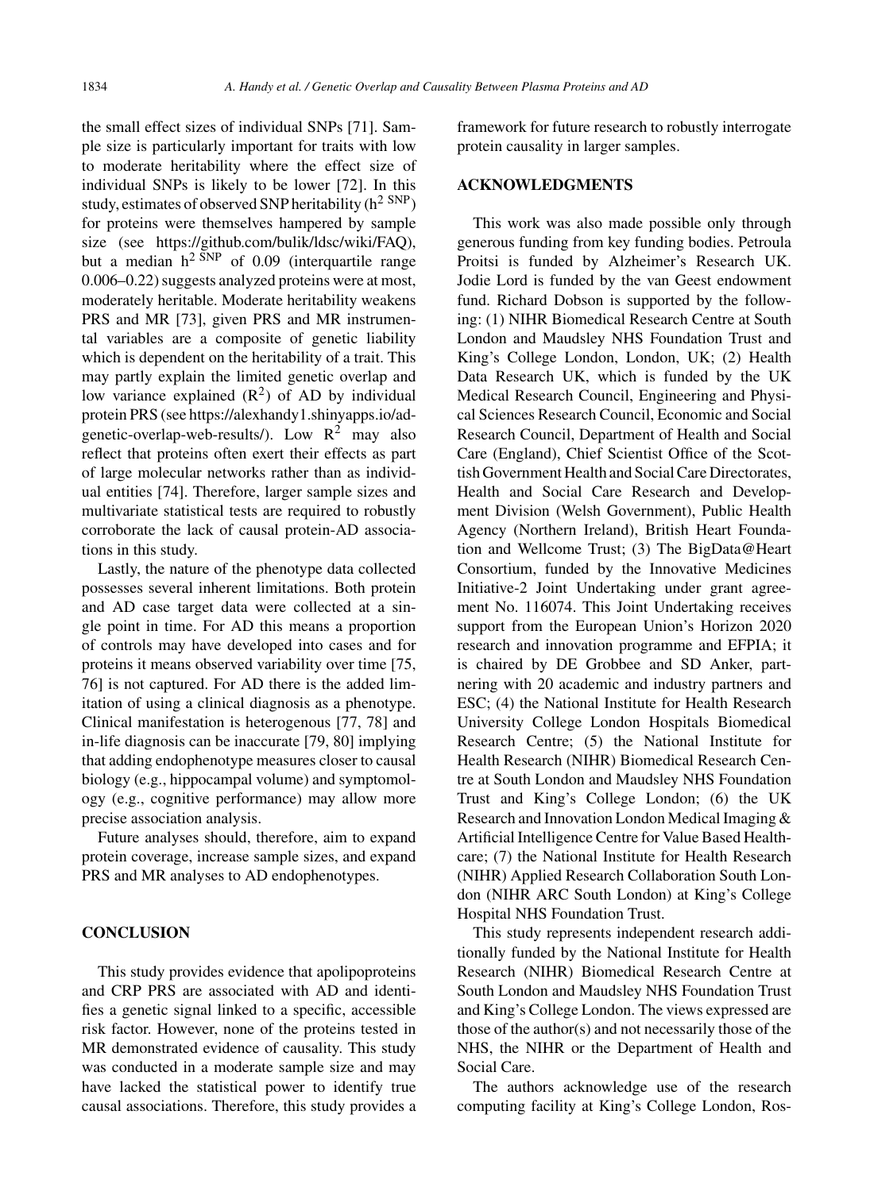the small effect sizes of individual SNPs [71]. Sample size is particularly important for traits with low to moderate heritability where the effect size of individual SNPs is likely to be lower [72]. In this study, estimates of observed SNP heritability ($h^{2\ SNP}$) for proteins were themselves hampered by sample size (see https://github.com/bulik/ldsc/wiki/FAQ), but a median $h^{2\ SNP}$ of 0.09 (interquartile range 0.006–0.22) suggests analyzed proteins were at most, moderately heritable. Moderate heritability weakens PRS and MR [73], given PRS and MR instrumental variables are a composite of genetic liability which is dependent on the heritability of a trait. This may partly explain the limited genetic overlap and low variance explained ($R^2$) of AD by individual protein PRS (see https://alexhandy1.shinyapps.io/ad-genetic-overlap-web-results/). Low $R^2$ may also reflect that proteins often exert their effects as part of large molecular networks rather than as individual entities [74]. Therefore, larger sample sizes and multivariate statistical tests are required to robustly corroborate the lack of causal protein-AD associations in this study.

Lastly, the nature of the phenotype data collected possesses several inherent limitations. Both protein and AD case target data were collected at a single point in time. For AD this means a proportion of controls may have developed into cases and for proteins it means observed variability over time [75, 76] is not captured. For AD there is the added limitation of using a clinical diagnosis as a phenotype. Clinical manifestation is heterogenous [77, 78] and in-life diagnosis can be inaccurate [79, 80] implying that adding endophenotype measures closer to causal biology (e.g., hippocampal volume) and symptomology (e.g., cognitive performance) may allow more precise association analysis.

Future analyses should, therefore, aim to expand protein coverage, increase sample sizes, and expand PRS and MR analyses to AD endophenotypes.

## CONCLUSION

This study provides evidence that apolipoproteins and CRP PRS are associated with AD and identifies a genetic signal linked to a specific, accessible risk factor. However, none of the proteins tested in MR demonstrated evidence of causality. This study was conducted in a moderate sample size and may have lacked the statistical power to identify true causal associations. Therefore, this study provides a framework for future research to robustly interrogate protein causality in larger samples.

## ACKNOWLEDGMENTS

This work was also made possible only through generous funding from key funding bodies. Petroula Proitsi is funded by Alzheimer's Research UK. Jodie Lord is funded by the van Geest endowment fund. Richard Dobson is supported by the following: (1) NIHR Biomedical Research Centre at South London and Maudsley NHS Foundation Trust and King's College London, London, UK; (2) Health Data Research UK, which is funded by the UK Medical Research Council, Engineering and Physical Sciences Research Council, Economic and Social Research Council, Department of Health and Social Care (England), Chief Scientist Office of the Scottish Government Health and Social Care Directorates, Health and Social Care Research and Development Division (Welsh Government), Public Health Agency (Northern Ireland), British Heart Foundation and Wellcome Trust; (3) The BigData@Heart Consortium, funded by the Innovative Medicines Initiative-2 Joint Undertaking under grant agreement No. 116074. This Joint Undertaking receives support from the European Union's Horizon 2020 research and innovation programme and EFPIA; it is chaired by DE Grobbee and SD Anker, partnering with 20 academic and industry partners and ESC; (4) the National Institute for Health Research University College London Hospitals Biomedical Research Centre; (5) the National Institute for Health Research (NIHR) Biomedical Research Centre at South London and Maudsley NHS Foundation Trust and King's College London; (6) the UK Research and Innovation London Medical Imaging & Artificial Intelligence Centre for Value Based Healthcare; (7) the National Institute for Health Research (NIHR) Applied Research Collaboration South London (NIHR ARC South London) at King's College Hospital NHS Foundation Trust.

This study represents independent research additionally funded by the National Institute for Health Research (NIHR) Biomedical Research Centre at South London and Maudsley NHS Foundation Trust and King's College London. The views expressed are those of the author(s) and not necessarily those of the NHS, the NIHR or the Department of Health and Social Care.

The authors acknowledge use of the research computing facility at King's College London, Ros-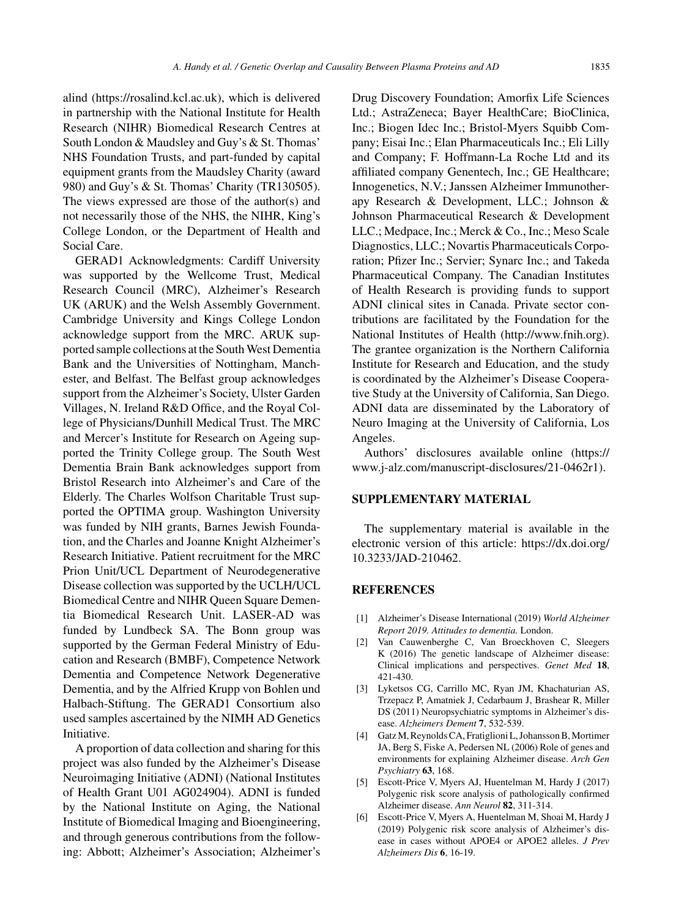alind (https://rosalind.kcl.ac.uk), which is delivered in partnership with the National Institute for Health Research (NIHR) Biomedical Research Centres at South London & Maudsley and Guy's & St. Thomas' NHS Foundation Trusts, and part-funded by capital equipment grants from the Maudsley Charity (award 980) and Guy's & St. Thomas' Charity (TR130505). The views expressed are those of the author(s) and not necessarily those of the NHS, the NIHR, King's College London, or the Department of Health and Social Care.

GERAD1 Acknowledgments: Cardiff University was supported by the Wellcome Trust, Medical Research Council (MRC), Alzheimer's Research UK (ARUK) and the Welsh Assembly Government. Cambridge University and Kings College London acknowledge support from the MRC. ARUK supported sample collections at the South West Dementia Bank and the Universities of Nottingham, Manchester, and Belfast. The Belfast group acknowledges support from the Alzheimer's Society, Ulster Garden Villages, N. Ireland R&D Office, and the Royal College of Physicians/Dunhill Medical Trust. The MRC and Mercer's Institute for Research on Ageing supported the Trinity College group. The South West Dementia Brain Bank acknowledges support from Bristol Research into Alzheimer's and Care of the Elderly. The Charles Wolfson Charitable Trust supported the OPTIMA group. Washington University was funded by NIH grants, Barnes Jewish Foundation, and the Charles and Joanne Knight Alzheimer's Research Initiative. Patient recruitment for the MRC Prion Unit/UCL Department of Neurodegenerative Disease collection was supported by the UCLH/UCL Biomedical Centre and NIHR Queen Square Dementia Biomedical Research Unit. LASER-AD was funded by Lundbeck SA. The Bonn group was supported by the German Federal Ministry of Education and Research (BMBF), Competence Network Dementia and Competence Network Degenerative Dementia, and by the Alfried Krupp von Bohlen und Halbach-Stiftung. The GERAD1 Consortium also used samples ascertained by the NIMH AD Genetics Initiative.

A proportion of data collection and sharing for this project was also funded by the Alzheimer's Disease Neuroimaging Initiative (ADNI) (National Institutes of Health Grant U01 AG024904). ADNI is funded by the National Institute on Aging, the National Institute of Biomedical Imaging and Bioengineering, and through generous contributions from the following: Abbott; Alzheimer's Association; Alzheimer's Drug Discovery Foundation; Amorfix Life Sciences Ltd.; AstraZeneca; Bayer HealthCare; BioClinica, Inc.; Biogen Idec Inc.; Bristol-Myers Squibb Company; Eisai Inc.; Elan Pharmaceuticals Inc.; Eli Lilly and Company; F. Hoffmann-La Roche Ltd and its affiliated company Genentech, Inc.; GE Healthcare; Innogenetics, N.V.; Janssen Alzheimer Immunotherapy Research & Development, LLC.; Johnson & Johnson Pharmaceutical Research & Development LLC.; Medpace, Inc.; Merck & Co., Inc.; Meso Scale Diagnostics, LLC.; Novartis Pharmaceuticals Corporation; Pfizer Inc.; Servier; Synarc Inc.; and Takeda Pharmaceutical Company. The Canadian Institutes of Health Research is providing funds to support ADNI clinical sites in Canada. Private sector contributions are facilitated by the Foundation for the National Institutes of Health (http://www.fnih.org). The grantee organization is the Northern California Institute for Research and Education, and the study is coordinated by the Alzheimer's Disease Cooperative Study at the University of California, San Diego. ADNI data are disseminated by the Laboratory of Neuro Imaging at the University of California, Los Angeles.

Authors' disclosures available online (https://www.j-alz.com/manuscript-disclosures/21-0462r1).

## SUPPLEMENTARY MATERIAL

The supplementary material is available in the electronic version of this article: https://dx.doi.org/10.3233/JAD-210462.

## REFERENCES

[1] Alzheimer's Disease International (2019) *World Alzheimer Report 2019. Attitudes to dementia.* London.

[2] Van Cauwenberghe C, Van Broeckhoven C, Sleegers K (2016) The genetic landscape of Alzheimer disease: Clinical implications and perspectives. *Genet Med* **18**, 421-430.

[3] Lyketsos CG, Carrillo MC, Ryan JM, Khachaturian AS, Trzepacz P, Amatniek J, Cedarbaum J, Brashear R, Miller DS (2011) Neuropsychiatric symptoms in Alzheimer's disease. *Alzheimers Dement* **7**, 532-539.

[4] Gatz M, Reynolds CA, Fratiglioni L, Johansson B, Mortimer JA, Berg S, Fiske A, Pedersen NL (2006) Role of genes and environments for explaining Alzheimer disease. *Arch Gen Psychiatry* **63**, 168.

[5] Escott-Price V, Myers AJ, Huentelman M, Hardy J (2017) Polygenic risk score analysis of pathologically confirmed Alzheimer disease. *Ann Neurol* **82**, 311-314.

[6] Escott-Price V, Myers A, Huentelman M, Shoai M, Hardy J (2019) Polygenic risk score analysis of Alzheimer's disease in cases without APOE4 or APOE2 alleles. *J Prev Alzheimers Dis* **6**, 16-19.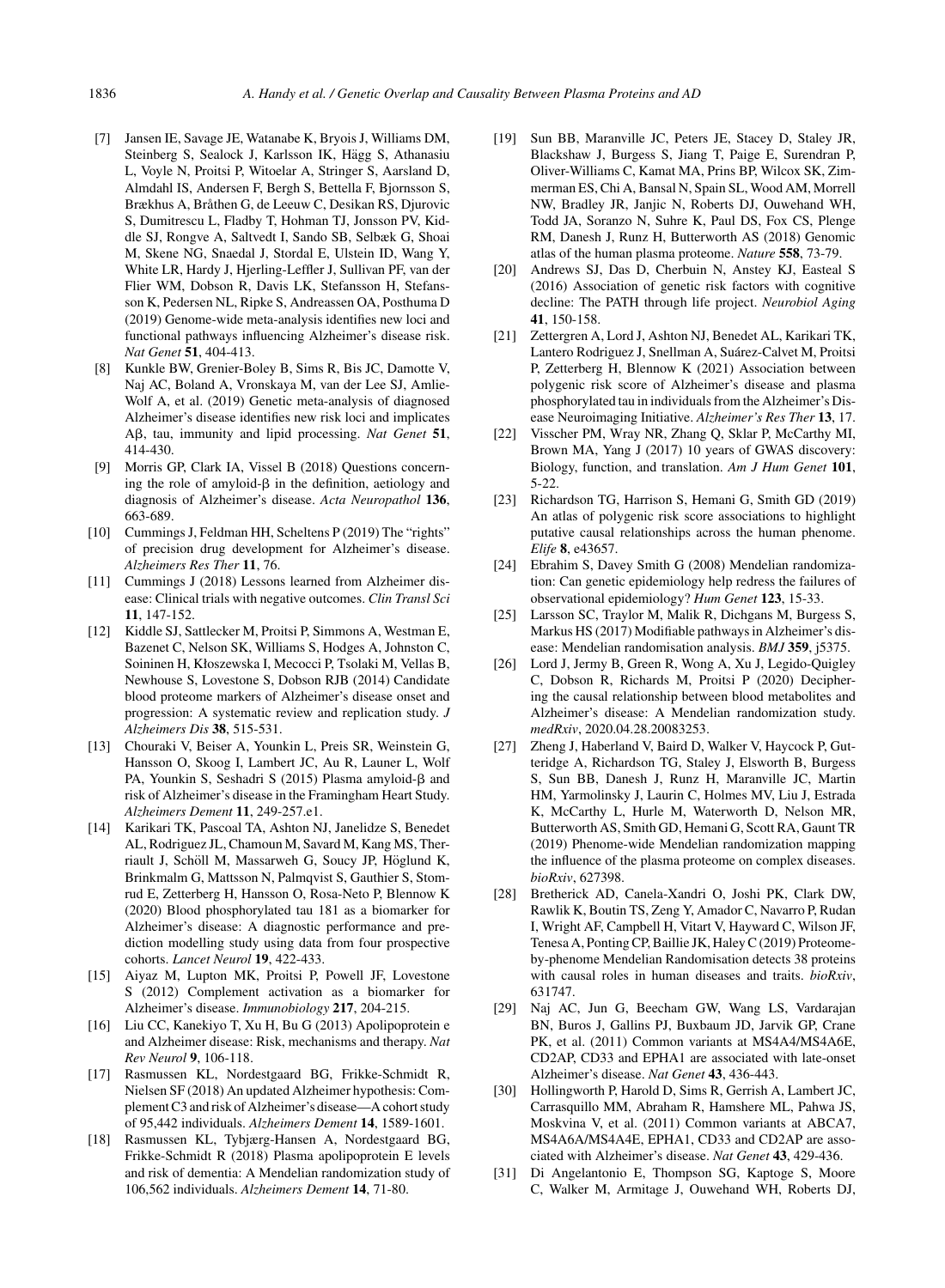[7] Jansen IE, Savage JE, Watanabe K, Bryois J, Williams DM, Steinberg S, Sealock J, Karlsson IK, Hägg S, Athanasiu L, Voyle N, Proitsi P, Witoelar A, Stringer S, Aarsland D, Almdahl IS, Andersen F, Bergh S, Bettella F, Bjornsson S, Brækhus A, Bråthen G, de Leeuw C, Desikan RS, Djurovic S, Dumitrescu L, Fladby T, Hohman TJ, Jonsson PV, Kiddle SJ, Rongve A, Saltvedt I, Sando SB, Selbæk G, Shoai M, Skene NG, Snaedal J, Stordal E, Ulstein ID, Wang Y, White LR, Hardy J, Hjerling-Leffler J, Sullivan PF, van der Flier WM, Dobson R, Davis LK, Stefansson H, Stefansson K, Pedersen NL, Ripke S, Andreassen OA, Posthuma D (2019) Genome-wide meta-analysis identifies new loci and functional pathways influencing Alzheimer's disease risk. *Nat Genet* **51**, 404-413.

[8] Kunkle BW, Grenier-Boley B, Sims R, Bis JC, Damotte V, Naj AC, Boland A, Vronskaya M, van der Lee SJ, Amlie-Wolf A, et al. (2019) Genetic meta-analysis of diagnosed Alzheimer's disease identifies new risk loci and implicates Aβ, tau, immunity and lipid processing. *Nat Genet* **51**, 414-430.

[9] Morris GP, Clark IA, Vissel B (2018) Questions concerning the role of amyloid-β in the definition, aetiology and diagnosis of Alzheimer's disease. *Acta Neuropathol* **136**, 663-689.

[10] Cummings J, Feldman HH, Scheltens P (2019) The "rights" of precision drug development for Alzheimer's disease. *Alzheimers Res Ther* **11**, 76.

[11] Cummings J (2018) Lessons learned from Alzheimer disease: Clinical trials with negative outcomes. *Clin Transl Sci* **11**, 147-152.

[12] Kiddle SJ, Sattlecker M, Proitsi P, Simmons A, Westman E, Bazenet C, Nelson SK, Williams S, Hodges A, Johnston C, Soininen H, Kłoszewska I, Mecocci P, Tsolaki M, Vellas B, Newhouse S, Lovestone S, Dobson RJB (2014) Candidate blood proteome markers of Alzheimer's disease onset and progression: A systematic review and replication study. *J Alzheimers Dis* **38**, 515-531.

[13] Chouraki V, Beiser A, Younkin L, Preis SR, Weinstein G, Hansson O, Skoog I, Lambert JC, Au R, Launer L, Wolf PA, Younkin S, Seshadri S (2015) Plasma amyloid-β and risk of Alzheimer's disease in the Framingham Heart Study. *Alzheimers Dement* **11**, 249-257.e1.

[14] Karikari TK, Pascoal TA, Ashton NJ, Janelidze S, Benedet AL, Rodriguez JL, Chamoun M, Savard M, Kang MS, Therriault J, Schöll M, Massarweh G, Soucy JP, Höglund K, Brinkmalm G, Mattsson N, Palmqvist S, Gauthier S, Stomrud E, Zetterberg H, Hansson O, Rosa-Neto P, Blennow K (2020) Blood phosphorylated tau 181 as a biomarker for Alzheimer's disease: A diagnostic performance and prediction modelling study using data from four prospective cohorts. *Lancet Neurol* **19**, 422-433.

[15] Aiyaz M, Lupton MK, Proitsi P, Powell JF, Lovestone S (2012) Complement activation as a biomarker for Alzheimer's disease. *Immunobiology* **217**, 204-215.

[16] Liu CC, Kanekiyo T, Xu H, Bu G (2013) Apolipoprotein e and Alzheimer disease: Risk, mechanisms and therapy. *Nat Rev Neurol* **9**, 106-118.

[17] Rasmussen KL, Nordestgaard BG, Frikke-Schmidt R, Nielsen SF (2018) An updated Alzheimer hypothesis: Complement C3 and risk of Alzheimer's disease—A cohort study of 95,442 individuals. *Alzheimers Dement* **14**, 1589-1601.

[18] Rasmussen KL, Tybjærg-Hansen A, Nordestgaard BG, Frikke-Schmidt R (2018) Plasma apolipoprotein E levels and risk of dementia: A Mendelian randomization study of 106,562 individuals. *Alzheimers Dement* **14**, 71-80.

[19] Sun BB, Maranville JC, Peters JE, Stacey D, Staley JR, Blackshaw J, Burgess S, Jiang T, Paige E, Surendran P, Oliver-Williams C, Kamat MA, Prins BP, Wilcox SK, Zimmerman ES, Chi A, Bansal N, Spain SL, Wood AM, Morrell NW, Bradley JR, Janjic N, Roberts DJ, Ouwehand WH, Todd JA, Soranzo N, Suhre K, Paul DS, Fox CS, Plenge RM, Danesh J, Runz H, Butterworth AS (2018) Genomic atlas of the human plasma proteome. *Nature* **558**, 73-79.

[20] Andrews SJ, Das D, Cherbuin N, Anstey KJ, Easteal S (2016) Association of genetic risk factors with cognitive decline: The PATH through life project. *Neurobiol Aging* **41**, 150-158.

[21] Zettergren A, Lord J, Ashton NJ, Benedet AL, Karikari TK, Lantero Rodriguez J, Snellman A, Suárez-Calvet M, Proitsi P, Zetterberg H, Blennow K (2021) Association between polygenic risk score of Alzheimer's disease and plasma phosphorylated tau in individuals from the Alzheimer's Disease Neuroimaging Initiative. *Alzheimer's Res Ther* **13**, 17.

[22] Visscher PM, Wray NR, Zhang Q, Sklar P, McCarthy MI, Brown MA, Yang J (2017) 10 years of GWAS discovery: Biology, function, and translation. *Am J Hum Genet* **101**, 5-22.

[23] Richardson TG, Harrison S, Hemani G, Smith GD (2019) An atlas of polygenic risk score associations to highlight putative causal relationships across the human phenome. *Elife* **8**, e43657.

[24] Ebrahim S, Davey Smith G (2008) Mendelian randomization: Can genetic epidemiology help redress the failures of observational epidemiology? *Hum Genet* **123**, 15-33.

[25] Larsson SC, Traylor M, Malik R, Dichgans M, Burgess S, Markus HS (2017) Modifiable pathways in Alzheimer's disease: Mendelian randomisation analysis. *BMJ* **359**, j5375.

[26] Lord J, Jermy B, Green R, Wong A, Xu J, Legido-Quigley C, Dobson R, Richards M, Proitsi P (2020) Deciphering the causal relationship between blood metabolites and Alzheimer's disease: A Mendelian randomization study. *medRxiv*, 2020.04.28.20083253.

[27] Zheng J, Haberland V, Baird D, Walker V, Haycock P, Gutteridge A, Richardson TG, Staley J, Elsworth B, Burgess S, Sun BB, Danesh J, Runz H, Maranville JC, Martin HM, Yarmolinsky J, Laurin C, Holmes MV, Liu J, Estrada K, McCarthy L, Hurle M, Waterworth D, Nelson MR, Butterworth AS, Smith GD, Hemani G, Scott RA, Gaunt TR (2019) Phenome-wide Mendelian randomization mapping the influence of the plasma proteome on complex diseases. *bioRxiv*, 627398.

[28] Bretherick AD, Canela-Xandri O, Joshi PK, Clark DW, Rawlik K, Boutin TS, Zeng Y, Amador C, Navarro P, Rudan I, Wright AF, Campbell H, Vitart V, Hayward C, Wilson JF, Tenesa A, Ponting CP, Baillie JK, Haley C (2019) Proteome-by-phenome Mendelian Randomisation detects 38 proteins with causal roles in human diseases and traits. *bioRxiv*, 631747.

[29] Naj AC, Jun G, Beecham GW, Wang LS, Vardarajan BN, Buros J, Gallins PJ, Buxbaum JD, Jarvik GP, Crane PK, et al. (2011) Common variants at MS4A4/MS4A6E, CD2AP, CD33 and EPHA1 are associated with late-onset Alzheimer's disease. *Nat Genet* **43**, 436-443.

[30] Hollingworth P, Harold D, Sims R, Gerrish A, Lambert JC, Carrasquillo MM, Abraham R, Hamshere ML, Pahwa JS, Moskvina V, et al. (2011) Common variants at ABCA7, MS4A6A/MS4A4E, EPHA1, CD33 and CD2AP are associated with Alzheimer's disease. *Nat Genet* **43**, 429-436.

[31] Di Angelantonio E, Thompson SG, Kaptoge S, Moore C, Walker M, Armitage J, Ouwehand WH, Roberts DJ,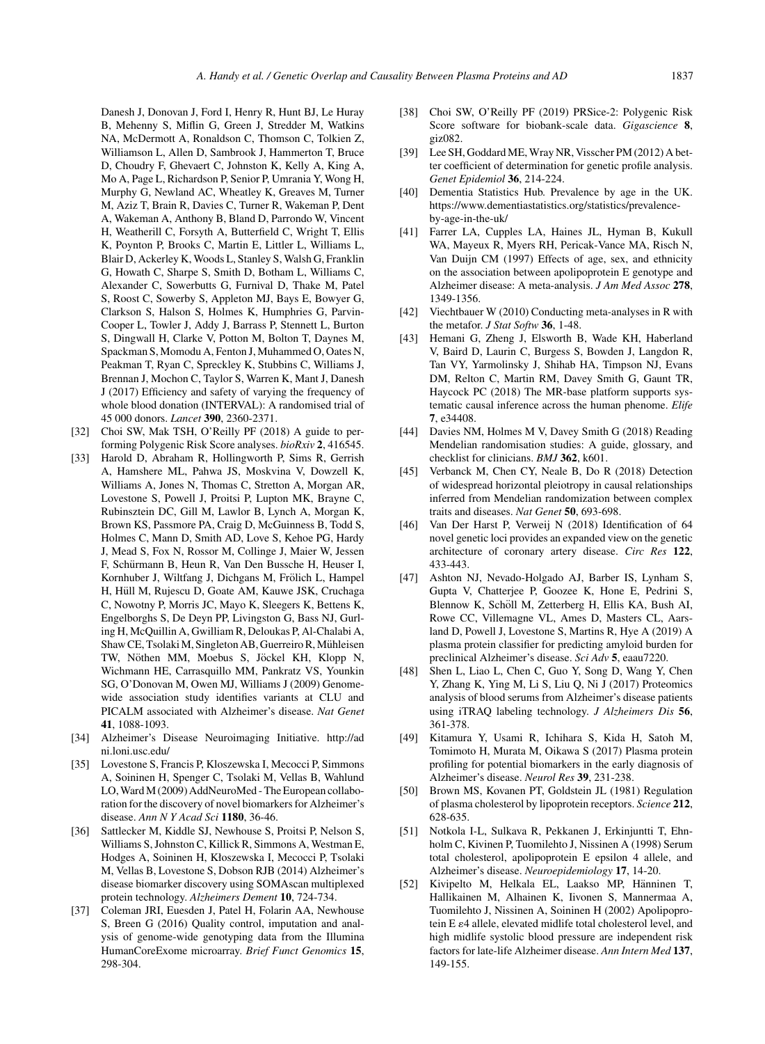Danesh J, Donovan J, Ford I, Henry R, Hunt BJ, Le Huray B, Mehenny S, Miflin G, Green J, Stredder M, Watkins NA, McDermott A, Ronaldson C, Thomson C, Tolkien Z, Williamson L, Allen D, Sambrook J, Hammerton T, Bruce D, Choudry F, Ghevaert C, Johnston K, Kelly A, King A, Mo A, Page L, Richardson P, Senior P, Umrania Y, Wong H, Murphy G, Newland AC, Wheatley K, Greaves M, Turner M, Aziz T, Brain R, Davies C, Turner R, Wakeman P, Dent A, Wakeman A, Anthony B, Bland D, Parrondo W, Vincent H, Weatherill C, Forsyth A, Butterfield C, Wright T, Ellis K, Poynton P, Brooks C, Martin E, Littler L, Williams L, Blair D, Ackerley K, Woods L, Stanley S, Walsh G, Franklin G, Howath C, Sharpe S, Smith D, Botham L, Williams C, Alexander C, Sowerbutts G, Furnival D, Thake M, Patel S, Roost C, Sowerby S, Appleton MJ, Bays E, Bowyer G, Clarkson S, Halson S, Holmes K, Humphries G, Parvin-Cooper L, Towler J, Addy J, Barrass P, Stennett L, Burton S, Dingwall H, Clarke V, Potton M, Bolton T, Daynes M, Spackman S, Momodu A, Fenton J, Muhammed O, Oates N, Peakman T, Ryan C, Spreckley K, Stubbins C, Williams J, Brennan J, Mochon C, Taylor S, Warren K, Mant J, Danesh J (2017) Efficiency and safety of varying the frequency of whole blood donation (INTERVAL): A randomised trial of 45 000 donors. *Lancet* **390**, 2360-2371.

[32] Choi SW, Mak TSH, O'Reilly PF (2018) A guide to performing Polygenic Risk Score analyses. *bioRxiv* **2**, 416545.

[33] Harold D, Abraham R, Hollingworth P, Sims R, Gerrish A, Hamshere ML, Pahwa JS, Moskvina V, Dowzell K, Williams A, Jones N, Thomas C, Stretton A, Morgan AR, Lovestone S, Powell J, Proitsi P, Lupton MK, Brayne C, Rubinsztein DC, Gill M, Lawlor B, Lynch A, Morgan K, Brown KS, Passmore PA, Craig D, McGuinness B, Todd S, Holmes C, Mann D, Smith AD, Love S, Kehoe PG, Hardy J, Mead S, Fox N, Rossor M, Collinge J, Maier W, Jessen F, Schürmann B, Heun R, Van Den Bussche H, Heuser I, Kornhuber J, Wiltfang J, Dichgans M, Frölich L, Hampel H, Hüll M, Rujescu D, Goate AM, Kauwe JSK, Cruchaga C, Nowotny P, Morris JC, Mayo K, Sleegers K, Bettens K, Engelborghs S, De Deyn PP, Livingston G, Bass NJ, Gurling H, McQuillin A, Gwilliam R, Deloukas P, Al-Chalabi A, Shaw CE, Tsolaki M, Singleton AB, Guerreiro R, Mühleisen TW, Nöthen MM, Moebus S, Jöckel KH, Klopp N, Wichmann HE, Carrasquillo MM, Pankratz VS, Younkin SG, O'Donovan M, Owen MJ, Williams J (2009) Genome-wide association study identifies variants at CLU and PICALM associated with Alzheimer's disease. *Nat Genet* **41**, 1088-1093.

[34] Alzheimer's Disease Neuroimaging Initiative. http://adni.loni.usc.edu/

[35] Lovestone S, Francis P, Kloszewska I, Mecocci P, Simmons A, Soininen H, Spenger C, Tsolaki M, Vellas B, Wahlund LO, Ward M (2009) AddNeuroMed - The European collaboration for the discovery of novel biomarkers for Alzheimer's disease. *Ann N Y Acad Sci* **1180**, 36-46.

[36] Sattlecker M, Kiddle SJ, Newhouse S, Proitsi P, Nelson S, Williams S, Johnston C, Killick R, Simmons A, Westman E, Hodges A, Soininen H, Kłoszewska I, Mecocci P, Tsolaki M, Vellas B, Lovestone S, Dobson RJB (2014) Alzheimer's disease biomarker discovery using SOMAscan multiplexed protein technology. *Alzheimers Dement* **10**, 724-734.

[37] Coleman JRI, Euesden J, Patel H, Folarin AA, Newhouse S, Breen G (2016) Quality control, imputation and analysis of genome-wide genotyping data from the Illumina HumanCoreExome microarray. *Brief Funct Genomics* **15**, 298-304.

[38] Choi SW, O'Reilly PF (2019) PRSice-2: Polygenic Risk Score software for biobank-scale data. *Gigascience* **8**, giz082.

[39] Lee SH, Goddard ME, Wray NR, Visscher PM (2012) A better coefficient of determination for genetic profile analysis. *Genet Epidemiol* **36**, 214-224.

[40] Dementia Statistics Hub. Prevalence by age in the UK. https://www.dementiastatistics.org/statistics/prevalence-by-age-in-the-uk/

[41] Farrer LA, Cupples LA, Haines JL, Hyman B, Kukull WA, Mayeux R, Myers RH, Pericak-Vance MA, Risch N, Van Duijn CM (1997) Effects of age, sex, and ethnicity on the association between apolipoprotein E genotype and Alzheimer disease: A meta-analysis. *J Am Med Assoc* **278**, 1349-1356.

[42] Viechtbauer W (2010) Conducting meta-analyses in R with the metafor. *J Stat Softw* **36**, 1-48.

[43] Hemani G, Zheng J, Elsworth B, Wade KH, Haberland V, Baird D, Laurin C, Burgess S, Bowden J, Langdon R, Tan VY, Yarmolinsky J, Shihab HA, Timpson NJ, Evans DM, Relton C, Martin RM, Davey Smith G, Gaunt TR, Haycock PC (2018) The MR-base platform supports systematic causal inference across the human phenome. *Elife* **7**, e34408.

[44] Davies NM, Holmes M V, Davey Smith G (2018) Reading Mendelian randomisation studies: A guide, glossary, and checklist for clinicians. *BMJ* **362**, k601.

[45] Verbanck M, Chen CY, Neale B, Do R (2018) Detection of widespread horizontal pleiotropy in causal relationships inferred from Mendelian randomization between complex traits and diseases. *Nat Genet* **50**, 693-698.

[46] Van Der Harst P, Verweij N (2018) Identification of 64 novel genetic loci provides an expanded view on the genetic architecture of coronary artery disease. *Circ Res* **122**, 433-443.

[47] Ashton NJ, Nevado-Holgado AJ, Barber IS, Lynham S, Gupta V, Chatterjee P, Goozee K, Hone E, Pedrini S, Blennow K, Schöll M, Zetterberg H, Ellis KA, Bush AI, Rowe CC, Villemagne VL, Ames D, Masters CL, Aarsland D, Powell J, Lovestone S, Martins R, Hye A (2019) A plasma protein classifier for predicting amyloid burden for preclinical Alzheimer's disease. *Sci Adv* **5**, eaau7220.

[48] Shen L, Liao L, Chen C, Guo Y, Song D, Wang Y, Chen Y, Zhang K, Ying M, Li S, Liu Q, Ni J (2017) Proteomics analysis of blood serums from Alzheimer's disease patients using iTRAQ labeling technology. *J Alzheimers Dis* **56**, 361-378.

[49] Kitamura Y, Usami R, Ichihara S, Kida H, Satoh M, Tomimoto H, Murata M, Oikawa S (2017) Plasma protein profiling for potential biomarkers in the early diagnosis of Alzheimer's disease. *Neurol Res* **39**, 231-238.

[50] Brown MS, Kovanen PT, Goldstein JL (1981) Regulation of plasma cholesterol by lipoprotein receptors. *Science* **212**, 628-635.

[51] Notkola I-L, Sulkava R, Pekkanen J, Erkinjuntti T, Ehnholm C, Kivinen P, Tuomilehto J, Nissinen A (1998) Serum total cholesterol, apolipoprotein E epsilon 4 allele, and Alzheimer's disease. *Neuroepidemiology* **17**, 14-20.

[52] Kivipelto M, Helkala EL, Laakso MP, Hänninen T, Hallikainen M, Alhainen K, Iivonen S, Mannermaa A, Tuomilehto J, Nissinen A, Soininen H (2002) Apolipoprotein E $\varepsilon 4$ allele, elevated midlife total cholesterol level, and high midlife systolic blood pressure are independent risk factors for late-life Alzheimer disease. *Ann Intern Med* **137**, 149-155.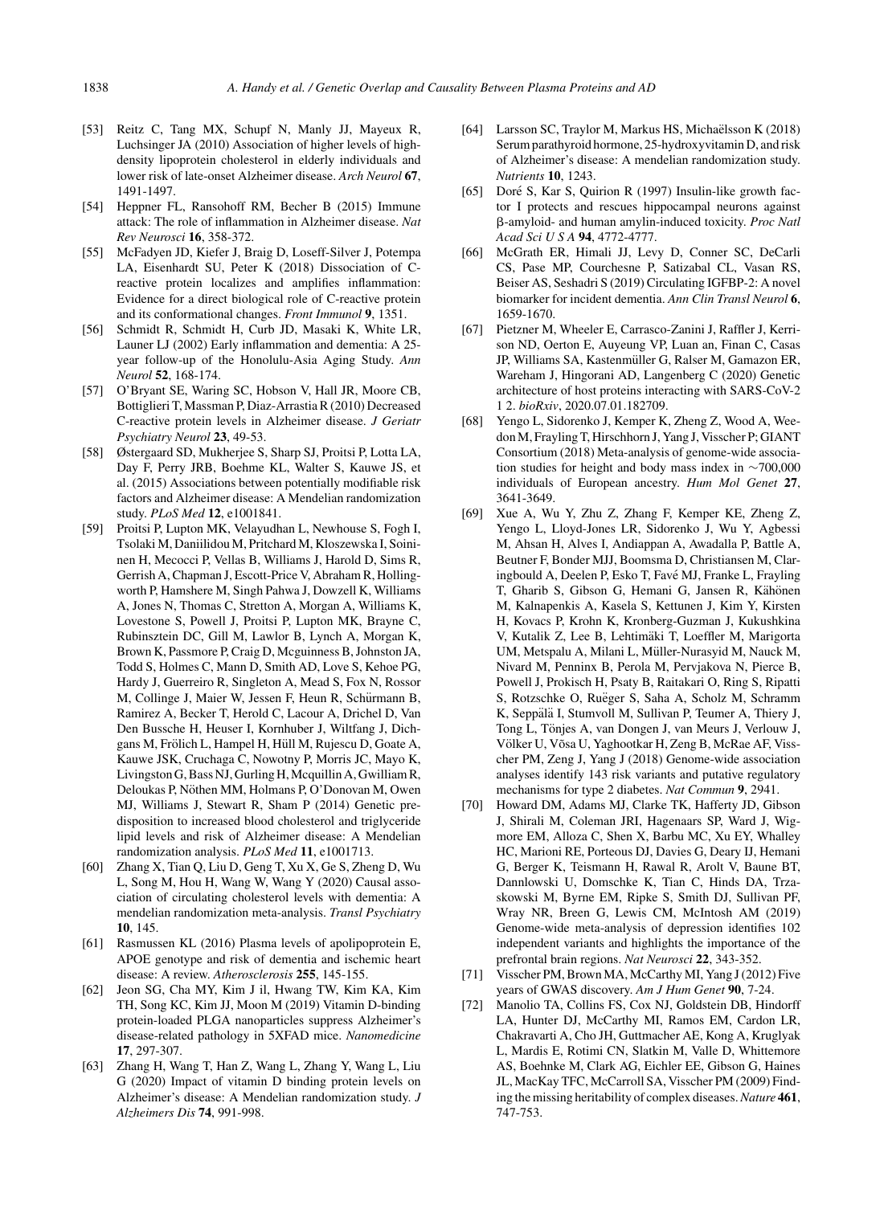[53] Reitz C, Tang MX, Schupf N, Manly JJ, Mayeux R, Luchsinger JA (2010) Association of higher levels of high-density lipoprotein cholesterol in elderly individuals and lower risk of late-onset Alzheimer disease. *Arch Neurol* **67**, 1491-1497.

[54] Heppner FL, Ransohoff RM, Becher B (2015) Immune attack: The role of inflammation in Alzheimer disease. *Nat Rev Neurosci* **16**, 358-372.

[55] McFadyen JD, Kiefer J, Braig D, Loseff-Silver J, Potempa LA, Eisenhardt SU, Peter K (2018) Dissociation of C-reactive protein localizes and amplifies inflammation: Evidence for a direct biological role of C-reactive protein and its conformational changes. *Front Immunol* **9**, 1351.

[56] Schmidt R, Schmidt H, Curb JD, Masaki K, White LR, Launer LJ (2002) Early inflammation and dementia: A 25-year follow-up of the Honolulu-Asia Aging Study. *Ann Neurol* **52**, 168-174.

[57] O'Bryant SE, Waring SC, Hobson V, Hall JR, Moore CB, Bottiglieri T, Massman P, Diaz-Arrastia R (2010) Decreased C-reactive protein levels in Alzheimer disease. *J Geriatr Psychiatry Neurol* **23**, 49-53.

[58] Østergaard SD, Mukherjee S, Sharp SJ, Proitsi P, Lotta LA, Day F, Perry JRB, Boehme KL, Walter S, Kauwe JS, et al. (2015) Associations between potentially modifiable risk factors and Alzheimer disease: A Mendelian randomization study. *PLoS Med* **12**, e1001841.

[59] Proitsi P, Lupton MK, Velayudhan L, Newhouse S, Fogh I, Tsolaki M, Daniilidou M, Pritchard M, Kloszewska I, Soininen H, Mecocci P, Vellas B, Williams J, Harold D, Sims R, Gerrish A, Chapman J, Escott-Price V, Abraham R, Hollingworth P, Hamshere M, Singh Pahwa J, Dowzell K, Williams A, Jones N, Thomas C, Stretton A, Morgan A, Williams K, Lovestone S, Powell J, Proitsi P, Lupton MK, Brayne C, Rubinsztein DC, Gill M, Lawlor B, Lynch A, Morgan K, Brown K, Passmore P, Craig D, Mcguinness B, Johnston JA, Todd S, Holmes C, Mann D, Smith AD, Love S, Kehoe PG, Hardy J, Guerreiro R, Singleton A, Mead S, Fox N, Rossor M, Collinge J, Maier W, Jessen F, Heun R, Schürmann B, Ramirez A, Becker T, Herold C, Lacour A, Drichel D, Van Den Bussche H, Heuser I, Kornhuber J, Wiltfang J, Dichgans M, Frölich L, Hampel H, Hüll M, Rujescu D, Goate A, Kauwe JSK, Cruchaga C, Nowotny P, Morris JC, Mayo K, Livingston G, Bass NJ, Gurling H, Mcquillin A, Gwilliam R, Deloukas P, Nöthen MM, Holmans P, O'Donovan M, Owen MJ, Williams J, Stewart R, Sham P (2014) Genetic predisposition to increased blood cholesterol and triglyceride lipid levels and risk of Alzheimer disease: A Mendelian randomization analysis. *PLoS Med* **11**, e1001713.

[60] Zhang X, Tian Q, Liu D, Geng T, Xu X, Ge S, Zheng D, Wu L, Song M, Hou H, Wang W, Wang Y (2020) Causal association of circulating cholesterol levels with dementia: A mendelian randomization meta-analysis. *Transl Psychiatry* **10**, 145.

[61] Rasmussen KL (2016) Plasma levels of apolipoprotein E, APOE genotype and risk of dementia and ischemic heart disease: A review. *Atherosclerosis* **255**, 145-155.

[62] Jeon SG, Cha MY, Kim J il, Hwang TW, Kim KA, Kim TH, Song KC, Kim JJ, Moon M (2019) Vitamin D-binding protein-loaded PLGA nanoparticles suppress Alzheimer's disease-related pathology in 5XFAD mice. *Nanomedicine* **17**, 297-307.

[63] Zhang H, Wang T, Han Z, Wang L, Zhang Y, Wang L, Liu G (2020) Impact of vitamin D binding protein levels on Alzheimer's disease: A Mendelian randomization study. *J Alzheimers Dis* **74**, 991-998.

[64] Larsson SC, Traylor M, Markus HS, Michaëlsson K (2018) Serum parathyroid hormone, 25-hydroxyvitamin D, and risk of Alzheimer's disease: A mendelian randomization study. *Nutrients* **10**, 1243.

[65] Doré S, Kar S, Quirion R (1997) Insulin-like growth factor I protects and rescues hippocampal neurons against β-amyloid- and human amylin-induced toxicity. *Proc Natl Acad Sci U S A* **94**, 4772-4777.

[66] McGrath ER, Himali JJ, Levy D, Conner SC, DeCarli CS, Pase MP, Courchesne P, Satizabal CL, Vasan RS, Beiser AS, Seshadri S (2019) Circulating IGFBP-2: A novel biomarker for incident dementia. *Ann Clin Transl Neurol* **6**, 1659-1670.

[67] Pietzner M, Wheeler E, Carrasco-Zanini J, Raffler J, Kerrison ND, Oerton E, Auyeung VP, Luan an, Finan C, Casas JP, Williams SA, Kastenmüller G, Ralser M, Gamazon ER, Wareham J, Hingorani AD, Langenberg C (2020) Genetic architecture of host proteins interacting with SARS-CoV-2 1 2. *bioRxiv*, 2020.07.01.182709.

[68] Yengo L, Sidorenko J, Kemper K, Zheng Z, Wood A, Weedon M, Frayling T, Hirschhorn J, Yang J, Visscher P; GIANT Consortium (2018) Meta-analysis of genome-wide association studies for height and body mass index in ∼700,000 individuals of European ancestry. *Hum Mol Genet* **27**, 3641-3649.

[69] Xue A, Wu Y, Zhu Z, Zhang F, Kemper KE, Zheng Z, Yengo L, Lloyd-Jones LR, Sidorenko J, Wu Y, Agbessi M, Ahsan H, Alves I, Andiappan A, Awadalla P, Battle A, Beutner F, Bonder MJJ, Boomsma D, Christiansen M, Claringbould A, Deelen P, Esko T, Favé MJ, Franke L, Frayling T, Gharib S, Gibson G, Hemani G, Jansen R, Kähönen M, Kalnapenkis A, Kasela S, Kettunen J, Kim Y, Kirsten H, Kovacs P, Krohn K, Kronberg-Guzman J, Kukushkina V, Kutalik Z, Lee B, Lehtimäki T, Loeffler M, Marigorta UM, Metspalu A, Milani L, Müller-Nurasyid M, Nauck M, Nivard M, Penninx B, Perola M, Pervjakova N, Pierce B, Powell J, Prokisch H, Psaty B, Raitakari O, Ring S, Ripatti S, Rotzschke O, Ruëger S, Saha A, Scholz M, Schramm K, Seppälä I, Stumvoll M, Sullivan P, Teumer A, Thiery J, Tong L, Tönjes A, van Dongen J, van Meurs J, Verlouw J, Völker U, Võsa U, Yaghootkar H, Zeng B, McRae AF, Visscher PM, Zeng J, Yang J (2018) Genome-wide association analyses identify 143 risk variants and putative regulatory mechanisms for type 2 diabetes. *Nat Commun* **9**, 2941.

[70] Howard DM, Adams MJ, Clarke TK, Hafferty JD, Gibson J, Shirali M, Coleman JRI, Hagenaars SP, Ward J, Wigmore EM, Alloza C, Shen X, Barbu MC, Xu EY, Whalley HC, Marioni RE, Porteous DJ, Davies G, Deary IJ, Hemani G, Berger K, Teismann H, Rawal R, Arolt V, Baune BT, Dannlowski U, Domschke K, Tian C, Hinds DA, Trzaskowski M, Byrne EM, Ripke S, Smith DJ, Sullivan PF, Wray NR, Breen G, Lewis CM, McIntosh AM (2019) Genome-wide meta-analysis of depression identifies 102 independent variants and highlights the importance of the prefrontal brain regions. *Nat Neurosci* **22**, 343-352.

[71] Visscher PM, Brown MA, McCarthy MI, Yang J (2012) Five years of GWAS discovery. *Am J Hum Genet* **90**, 7-24.

[72] Manolio TA, Collins FS, Cox NJ, Goldstein DB, Hindorff LA, Hunter DJ, McCarthy MI, Ramos EM, Cardon LR, Chakravarti A, Cho JH, Guttmacher AE, Kong A, Kruglyak L, Mardis E, Rotimi CN, Slatkin M, Valle D, Whittemore AS, Boehnke M, Clark AG, Eichler EE, Gibson G, Haines JL, MacKay TFC, McCarroll SA, Visscher PM (2009) Finding the missing heritability of complex diseases. *Nature* **461**, 747-753.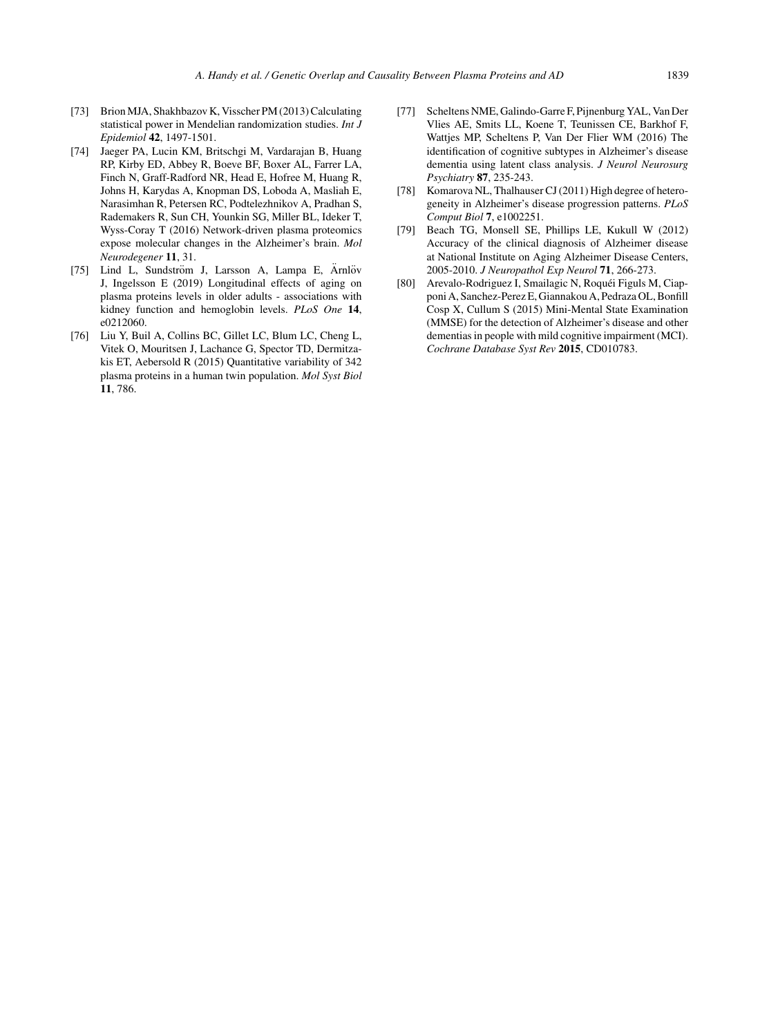[73] Brion MJA, Shakhbazov K, Visscher PM (2013) Calculating statistical power in Mendelian randomization studies. *Int J Epidemiol* **42**, 1497-1501.

[74] Jaeger PA, Lucin KM, Britschgi M, Vardarajan B, Huang RP, Kirby ED, Abbey R, Boeve BF, Boxer AL, Farrer LA, Finch N, Graff-Radford NR, Head E, Hofree M, Huang R, Johns H, Karydas A, Knopman DS, Loboda A, Masliah E, Narasimhan R, Petersen RC, Podtelezhnikov A, Pradhan S, Rademakers R, Sun CH, Younkin SG, Miller BL, Ideker T, Wyss-Coray T (2016) Network-driven plasma proteomics expose molecular changes in the Alzheimer's brain. *Mol Neurodegener* **11**, 31.

[75] Lind L, Sundström J, Larsson A, Lampa E, Ärnlöv J, Ingelsson E (2019) Longitudinal effects of aging on plasma proteins levels in older adults - associations with kidney function and hemoglobin levels. *PLoS One* **14**, e0212060.

[76] Liu Y, Buil A, Collins BC, Gillet LC, Blum LC, Cheng L, Vitek O, Mouritsen J, Lachance G, Spector TD, Dermitzakis ET, Aebersold R (2015) Quantitative variability of 342 plasma proteins in a human twin population. *Mol Syst Biol* **11**, 786.

[77] Scheltens NME, Galindo-Garre F, Pijnenburg YAL, Van Der Vlies AE, Smits LL, Koene T, Teunissen CE, Barkhof F, Wattjes MP, Scheltens P, Van Der Flier WM (2016) The identification of cognitive subtypes in Alzheimer's disease dementia using latent class analysis. *J Neurol Neurosurg Psychiatry* **87**, 235-243.

[78] Komarova NL, Thalhauser CJ (2011) High degree of heterogeneity in Alzheimer's disease progression patterns. *PLoS Comput Biol* **7**, e1002251.

[79] Beach TG, Monsell SE, Phillips LE, Kukull W (2012) Accuracy of the clinical diagnosis of Alzheimer disease at National Institute on Aging Alzheimer Disease Centers, 2005-2010. *J Neuropathol Exp Neurol* **71**, 266-273.

[80] Arevalo-Rodriguez I, Smailagic N, Roquéi Figuls M, Ciapponi A, Sanchez-Perez E, Giannakou A, Pedraza OL, Bonfill Cosp X, Cullum S (2015) Mini-Mental State Examination (MMSE) for the detection of Alzheimer's disease and other dementias in people with mild cognitive impairment (MCI). *Cochrane Database Syst Rev* **2015**, CD010783.